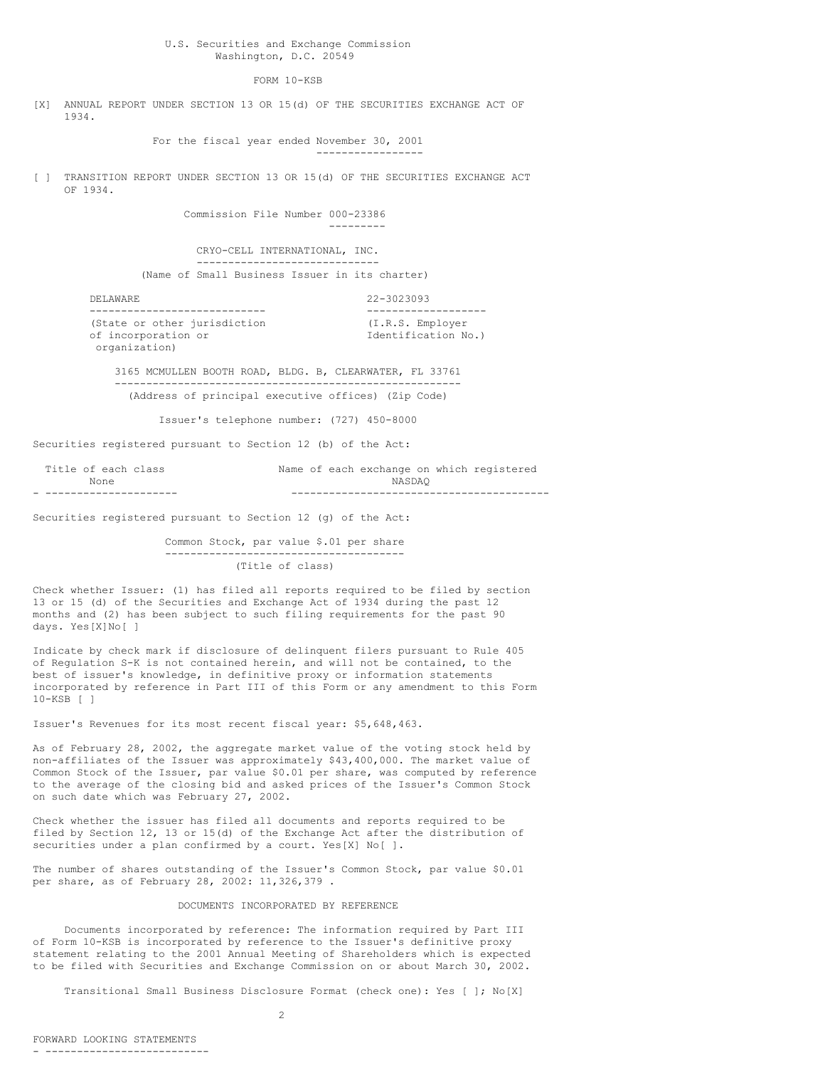U.S. Securities and Exchange Commission
Washington, D.C. 20549

FORM 10-KSB

[X] ANNUAL REPORT UNDER SECTION 13 OR 15(d) OF THE SECURITIES EXCHANGE ACT OF 1934.

For the fiscal year ended November 30, 2001

[ ] TRANSITION REPORT UNDER SECTION 13 OR 15(d) OF THE SECURITIES EXCHANGE ACT OF 1934.

Commission File Number 000-23386

CRYO-CELL INTERNATIONAL, INC.

(Name of Small Business Issuer in its charter)

| | |
|---|---|
| DELAWARE | 22-3023093 |
| (State or other jurisdiction of incorporation or organization) | (I.R.S. Employer Identification No.) |

3165 MCMULLEN BOOTH ROAD, BLDG. B, CLEARWATER, FL 33761

(Address of principal executive offices) (Zip Code)

Issuer's telephone number: (727) 450-8000

Securities registered pursuant to Section 12 (b) of the Act:

| Title of each class | Name of each exchange on which registered |
|---|---|
| None | NASDAQ |

Securities registered pursuant to Section 12 (g) of the Act:

Common Stock, par value $.01 per share

(Title of class)

Check whether Issuer: (1) has filed all reports required to be filed by section 13 or 15 (d) of the Securities and Exchange Act of 1934 during the past 12 months and (2) has been subject to such filing requirements for the past 90 days. Yes[X]No[ ]

Indicate by check mark if disclosure of delinquent filers pursuant to Rule 405 of Regulation S-K is not contained herein, and will not be contained, to the best of issuer's knowledge, in definitive proxy or information statements incorporated by reference in Part III of this Form or any amendment to this Form 10-KSB [ ]

Issuer's Revenues for its most recent fiscal year: $5,648,463.

As of February 28, 2002, the aggregate market value of the voting stock held by non-affiliates of the Issuer was approximately $43,400,000. The market value of Common Stock of the Issuer, par value $0.01 per share, was computed by reference to the average of the closing bid and asked prices of the Issuer's Common Stock on such date which was February 27, 2002.

Check whether the issuer has filed all documents and reports required to be filed by Section 12, 13 or 15(d) of the Exchange Act after the distribution of securities under a plan confirmed by a court. Yes[X] No[ ].

The number of shares outstanding of the Issuer's Common Stock, par value $0.01 per share, as of February 28, 2002: 11,326,379 .

DOCUMENTS INCORPORATED BY REFERENCE

Documents incorporated by reference: The information required by Part III of Form 10-KSB is incorporated by reference to the Issuer's definitive proxy statement relating to the 2001 Annual Meeting of Shareholders which is expected to be filed with Securities and Exchange Commission on or about March 30, 2002.

Transitional Small Business Disclosure Format (check one): Yes [ ]; No[X]

FORWARD LOOKING STATEMENTS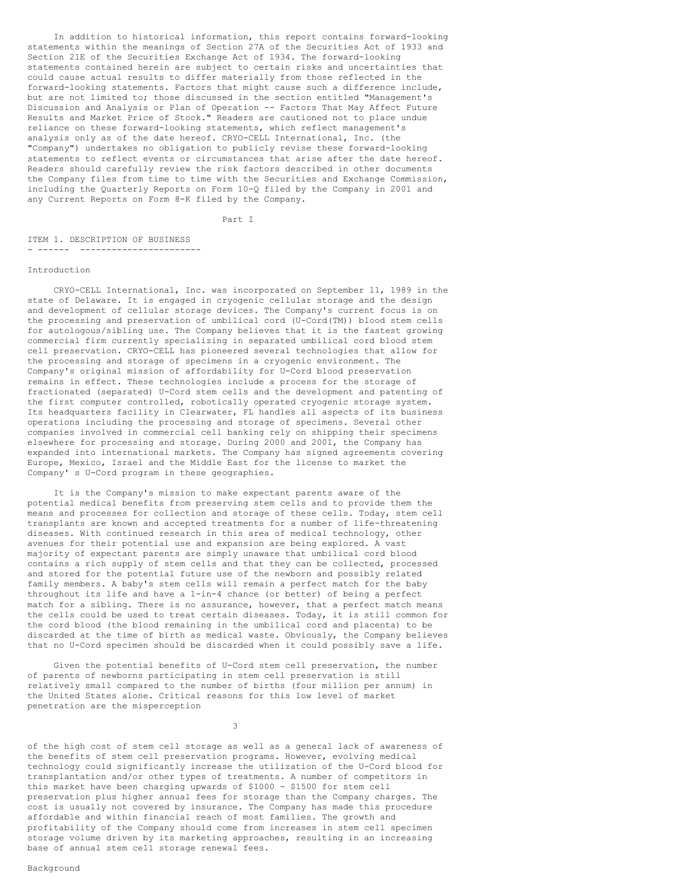In addition to historical information, this report contains forward-looking statements within the meanings of Section 27A of the Securities Act of 1933 and Section 21E of the Securities Exchange Act of 1934. The forward-looking statements contained herein are subject to certain risks and uncertainties that could cause actual results to differ materially from those reflected in the forward-looking statements. Factors that might cause such a difference include, but are not limited to; those discussed in the section entitled "Management's Discussion and Analysis or Plan of Operation -- Factors That May Affect Future Results and Market Price of Stock." Readers are cautioned not to place undue reliance on these forward-looking statements, which reflect management's analysis only as of the date hereof. CRYO-CELL International, Inc. (the "Company") undertakes no obligation to publicly revise these forward-looking statements to reflect events or circumstances that arise after the date hereof. Readers should carefully review the risk factors described in other documents the Company files from time to time with the Securities and Exchange Commission, including the Quarterly Reports on Form 10-Q filed by the Company in 2001 and any Current Reports on Form 8-K filed by the Company.

# Part I

## ITEM 1. DESCRIPTION OF BUSINESS

### Introduction

CRYO-CELL International, Inc. was incorporated on September 11, 1989 in the state of Delaware. It is engaged in cryogenic cellular storage and the design and development of cellular storage devices. The Company's current focus is on the processing and preservation of umbilical cord (U-Cord(TM)) blood stem cells for autologous/sibling use. The Company believes that it is the fastest growing commercial firm currently specializing in separated umbilical cord blood stem cell preservation. CRYO-CELL has pioneered several technologies that allow for the processing and storage of specimens in a cryogenic environment. The Company's original mission of affordability for U-Cord blood preservation remains in effect. These technologies include a process for the storage of fractionated (separated) U-Cord stem cells and the development and patenting of the first computer controlled, robotically operated cryogenic storage system. Its headquarters facility in Clearwater, FL handles all aspects of its business operations including the processing and storage of specimens. Several other companies involved in commercial cell banking rely on shipping their specimens elsewhere for processing and storage. During 2000 and 2001, the Company has expanded into international markets. The Company has signed agreements covering Europe, Mexico, Israel and the Middle East for the license to market the Company' s U-Cord program in these geographies.

It is the Company's mission to make expectant parents aware of the potential medical benefits from preserving stem cells and to provide them the means and processes for collection and storage of these cells. Today, stem cell transplants are known and accepted treatments for a number of life-threatening diseases. With continued research in this area of medical technology, other avenues for their potential use and expansion are being explored. A vast majority of expectant parents are simply unaware that umbilical cord blood contains a rich supply of stem cells and that they can be collected, processed and stored for the potential future use of the newborn and possibly related family members. A baby's stem cells will remain a perfect match for the baby throughout its life and have a 1-in-4 chance (or better) of being a perfect match for a sibling. There is no assurance, however, that a perfect match means the cells could be used to treat certain diseases. Today, it is still common for the cord blood (the blood remaining in the umbilical cord and placenta) to be discarded at the time of birth as medical waste. Obviously, the Company believes that no U-Cord specimen should be discarded when it could possibly save a life.

Given the potential benefits of U-Cord stem cell preservation, the number of parents of newborns participating in stem cell preservation is still relatively small compared to the number of births (four million per annum) in the United States alone. Critical reasons for this low level of market penetration are the misperception of the high cost of stem cell storage as well as a general lack of awareness of the benefits of stem cell preservation programs. However, evolving medical technology could significantly increase the utilization of the U-Cord blood for transplantation and/or other types of treatments. A number of competitors in this market have been charging upwards of $1000 - $1500 for stem cell preservation plus higher annual fees for storage than the Company charges. The cost is usually not covered by insurance. The Company has made this procedure affordable and within financial reach of most families. The growth and profitability of the Company should come from increases in stem cell specimen storage volume driven by its marketing approaches, resulting in an increasing base of annual stem cell storage renewal fees.

### Background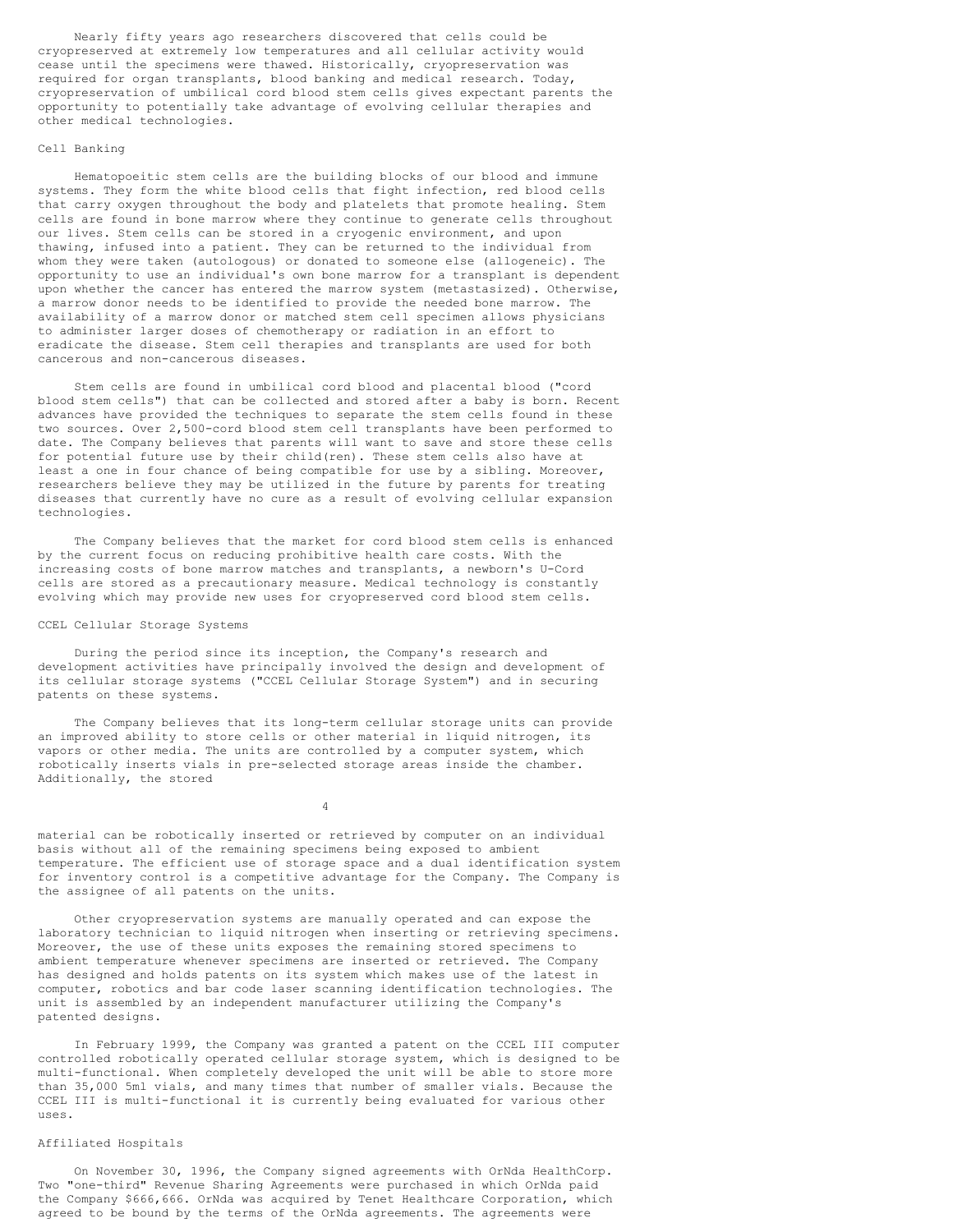Nearly fifty years ago researchers discovered that cells could be cryopreserved at extremely low temperatures and all cellular activity would cease until the specimens were thawed. Historically, cryopreservation was required for organ transplants, blood banking and medical research. Today, cryopreservation of umbilical cord blood stem cells gives expectant parents the opportunity to potentially take advantage of evolving cellular therapies and other medical technologies.

## Cell Banking

Hematopoeitic stem cells are the building blocks of our blood and immune systems. They form the white blood cells that fight infection, red blood cells that carry oxygen throughout the body and platelets that promote healing. Stem cells are found in bone marrow where they continue to generate cells throughout our lives. Stem cells can be stored in a cryogenic environment, and upon thawing, infused into a patient. They can be returned to the individual from whom they were taken (autologous) or donated to someone else (allogeneic). The opportunity to use an individual's own bone marrow for a transplant is dependent upon whether the cancer has entered the marrow system (metastasized). Otherwise, a marrow donor needs to be identified to provide the needed bone marrow. The availability of a marrow donor or matched stem cell specimen allows physicians to administer larger doses of chemotherapy or radiation in an effort to eradicate the disease. Stem cell therapies and transplants are used for both cancerous and non-cancerous diseases.

Stem cells are found in umbilical cord blood and placental blood ("cord blood stem cells") that can be collected and stored after a baby is born. Recent advances have provided the techniques to separate the stem cells found in these two sources. Over 2,500-cord blood stem cell transplants have been performed to date. The Company believes that parents will want to save and store these cells for potential future use by their child(ren). These stem cells also have at least a one in four chance of being compatible for use by a sibling. Moreover, researchers believe they may be utilized in the future by parents for treating diseases that currently have no cure as a result of evolving cellular expansion technologies.

The Company believes that the market for cord blood stem cells is enhanced by the current focus on reducing prohibitive health care costs. With the increasing costs of bone marrow matches and transplants, a newborn's U-Cord cells are stored as a precautionary measure. Medical technology is constantly evolving which may provide new uses for cryopreserved cord blood stem cells.

## CCEL Cellular Storage Systems

During the period since its inception, the Company's research and development activities have principally involved the design and development of its cellular storage systems ("CCEL Cellular Storage System") and in securing patents on these systems.

The Company believes that its long-term cellular storage units can provide an improved ability to store cells or other material in liquid nitrogen, its vapors or other media. The units are controlled by a computer system, which robotically inserts vials in pre-selected storage areas inside the chamber. Additionally, the stored material can be robotically inserted or retrieved by computer on an individual basis without all of the remaining specimens being exposed to ambient temperature. The efficient use of storage space and a dual identification system for inventory control is a competitive advantage for the Company. The Company is the assignee of all patents on the units.

Other cryopreservation systems are manually operated and can expose the laboratory technician to liquid nitrogen when inserting or retrieving specimens. Moreover, the use of these units exposes the remaining stored specimens to ambient temperature whenever specimens are inserted or retrieved. The Company has designed and holds patents on its system which makes use of the latest in computer, robotics and bar code laser scanning identification technologies. The unit is assembled by an independent manufacturer utilizing the Company's patented designs.

In February 1999, the Company was granted a patent on the CCEL III computer controlled robotically operated cellular storage system, which is designed to be multi-functional. When completely developed the unit will be able to store more than 35,000 5ml vials, and many times that number of smaller vials. Because the CCEL III is multi-functional it is currently being evaluated for various other uses.

## Affiliated Hospitals

On November 30, 1996, the Company signed agreements with OrNda HealthCorp. Two "one-third" Revenue Sharing Agreements were purchased in which OrNda paid the Company $666,666. OrNda was acquired by Tenet Healthcare Corporation, which agreed to be bound by the terms of the OrNda agreements. The agreements were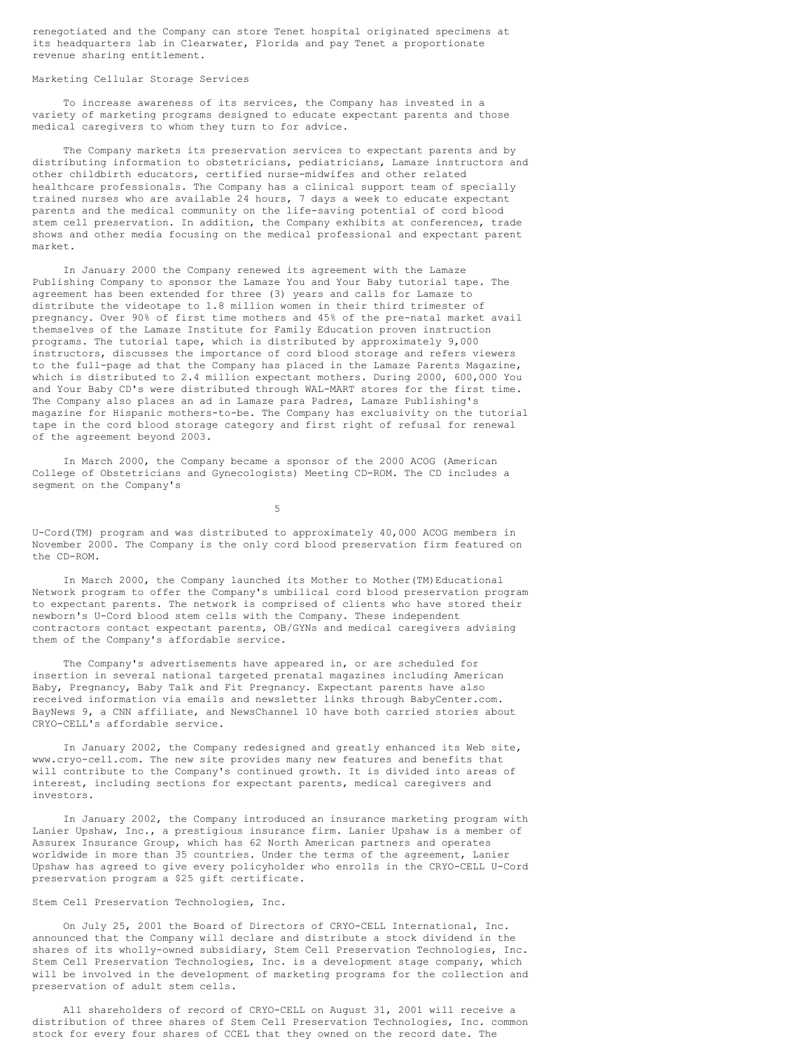renegotiated and the Company can store Tenet hospital originated specimens at its headquarters lab in Clearwater, Florida and pay Tenet a proportionate revenue sharing entitlement.

## Marketing Cellular Storage Services

To increase awareness of its services, the Company has invested in a variety of marketing programs designed to educate expectant parents and those medical caregivers to whom they turn to for advice.

The Company markets its preservation services to expectant parents and by distributing information to obstetricians, pediatricians, Lamaze instructors and other childbirth educators, certified nurse-midwifes and other related healthcare professionals. The Company has a clinical support team of specially trained nurses who are available 24 hours, 7 days a week to educate expectant parents and the medical community on the life-saving potential of cord blood stem cell preservation. In addition, the Company exhibits at conferences, trade shows and other media focusing on the medical professional and expectant parent market.

In January 2000 the Company renewed its agreement with the Lamaze Publishing Company to sponsor the Lamaze You and Your Baby tutorial tape. The agreement has been extended for three (3) years and calls for Lamaze to distribute the videotape to 1.8 million women in their third trimester of pregnancy. Over 90% of first time mothers and 45% of the pre-natal market avail themselves of the Lamaze Institute for Family Education proven instruction programs. The tutorial tape, which is distributed by approximately 9,000 instructors, discusses the importance of cord blood storage and refers viewers to the full-page ad that the Company has placed in the Lamaze Parents Magazine, which is distributed to 2.4 million expectant mothers. During 2000, 600,000 You and Your Baby CD's were distributed through WAL-MART stores for the first time. The Company also places an ad in Lamaze para Padres, Lamaze Publishing's magazine for Hispanic mothers-to-be. The Company has exclusivity on the tutorial tape in the cord blood storage category and first right of refusal for renewal of the agreement beyond 2003.

In March 2000, the Company became a sponsor of the 2000 ACOG (American College of Obstetricians and Gynecologists) Meeting CD-ROM. The CD includes a segment on the Company's U-Cord(TM) program and was distributed to approximately 40,000 ACOG members in November 2000. The Company is the only cord blood preservation firm featured on the CD-ROM.

In March 2000, the Company launched its Mother to Mother(TM)Educational Network program to offer the Company's umbilical cord blood preservation program to expectant parents. The network is comprised of clients who have stored their newborn's U-Cord blood stem cells with the Company. These independent contractors contact expectant parents, OB/GYNs and medical caregivers advising them of the Company's affordable service.

The Company's advertisements have appeared in, or are scheduled for insertion in several national targeted prenatal magazines including American Baby, Pregnancy, Baby Talk and Fit Pregnancy. Expectant parents have also received information via emails and newsletter links through BabyCenter.com. BayNews 9, a CNN affiliate, and NewsChannel 10 have both carried stories about CRYO-CELL's affordable service.

In January 2002, the Company redesigned and greatly enhanced its Web site, www.cryo-cell.com. The new site provides many new features and benefits that will contribute to the Company's continued growth. It is divided into areas of interest, including sections for expectant parents, medical caregivers and investors.

In January 2002, the Company introduced an insurance marketing program with Lanier Upshaw, Inc., a prestigious insurance firm. Lanier Upshaw is a member of Assurex Insurance Group, which has 62 North American partners and operates worldwide in more than 35 countries. Under the terms of the agreement, Lanier Upshaw has agreed to give every policyholder who enrolls in the CRYO-CELL U-Cord preservation program a $25 gift certificate.

## Stem Cell Preservation Technologies, Inc.

On July 25, 2001 the Board of Directors of CRYO-CELL International, Inc. announced that the Company will declare and distribute a stock dividend in the shares of its wholly-owned subsidiary, Stem Cell Preservation Technologies, Inc. Stem Cell Preservation Technologies, Inc. is a development stage company, which will be involved in the development of marketing programs for the collection and preservation of adult stem cells.

All shareholders of record of CRYO-CELL on August 31, 2001 will receive a distribution of three shares of Stem Cell Preservation Technologies, Inc. common stock for every four shares of CCEL that they owned on the record date. The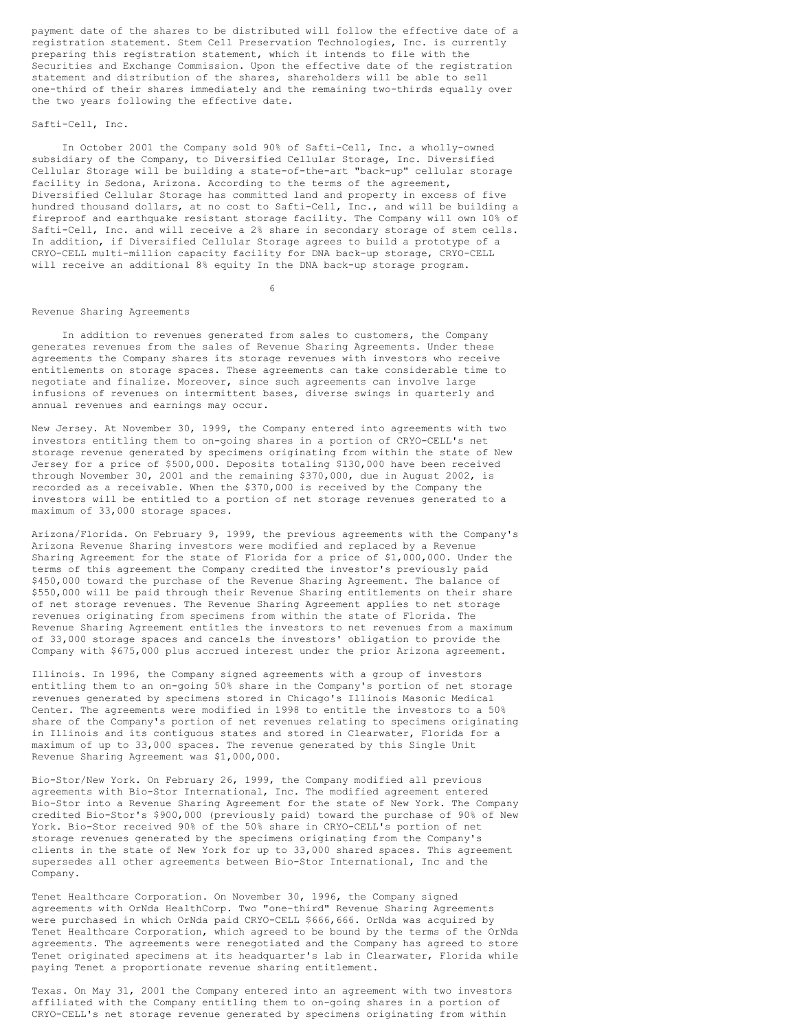payment date of the shares to be distributed will follow the effective date of a registration statement. Stem Cell Preservation Technologies, Inc. is currently preparing this registration statement, which it intends to file with the Securities and Exchange Commission. Upon the effective date of the registration statement and distribution of the shares, shareholders will be able to sell one-third of their shares immediately and the remaining two-thirds equally over the two years following the effective date.

Safti-Cell, Inc.

In October 2001 the Company sold 90% of Safti-Cell, Inc. a wholly-owned subsidiary of the Company, to Diversified Cellular Storage, Inc. Diversified Cellular Storage will be building a state-of-the-art "back-up" cellular storage facility in Sedona, Arizona. According to the terms of the agreement, Diversified Cellular Storage has committed land and property in excess of five hundred thousand dollars, at no cost to Safti-Cell, Inc., and will be building a fireproof and earthquake resistant storage facility. The Company will own 10% of Safti-Cell, Inc. and will receive a 2% share in secondary storage of stem cells. In addition, if Diversified Cellular Storage agrees to build a prototype of a CRYO-CELL multi-million capacity facility for DNA back-up storage, CRYO-CELL will receive an additional 8% equity In the DNA back-up storage program.

Revenue Sharing Agreements

In addition to revenues generated from sales to customers, the Company generates revenues from the sales of Revenue Sharing Agreements. Under these agreements the Company shares its storage revenues with investors who receive entitlements on storage spaces. These agreements can take considerable time to negotiate and finalize. Moreover, since such agreements can involve large infusions of revenues on intermittent bases, diverse swings in quarterly and annual revenues and earnings may occur.

New Jersey. At November 30, 1999, the Company entered into agreements with two investors entitling them to on-going shares in a portion of CRYO-CELL's net storage revenue generated by specimens originating from within the state of New Jersey for a price of $500,000. Deposits totaling $130,000 have been received through November 30, 2001 and the remaining $370,000, due in August 2002, is recorded as a receivable. When the $370,000 is received by the Company the investors will be entitled to a portion of net storage revenues generated to a maximum of 33,000 storage spaces.

Arizona/Florida. On February 9, 1999, the previous agreements with the Company's Arizona Revenue Sharing investors were modified and replaced by a Revenue Sharing Agreement for the state of Florida for a price of $1,000,000. Under the terms of this agreement the Company credited the investor's previously paid $450,000 toward the purchase of the Revenue Sharing Agreement. The balance of $550,000 will be paid through their Revenue Sharing entitlements on their share of net storage revenues. The Revenue Sharing Agreement applies to net storage revenues originating from specimens from within the state of Florida. The Revenue Sharing Agreement entitles the investors to net revenues from a maximum of 33,000 storage spaces and cancels the investors' obligation to provide the Company with $675,000 plus accrued interest under the prior Arizona agreement.

Illinois. In 1996, the Company signed agreements with a group of investors entitling them to an on-going 50% share in the Company's portion of net storage revenues generated by specimens stored in Chicago's Illinois Masonic Medical Center. The agreements were modified in 1998 to entitle the investors to a 50% share of the Company's portion of net revenues relating to specimens originating in Illinois and its contiguous states and stored in Clearwater, Florida for a maximum of up to 33,000 spaces. The revenue generated by this Single Unit Revenue Sharing Agreement was $1,000,000.

Bio-Stor/New York. On February 26, 1999, the Company modified all previous agreements with Bio-Stor International, Inc. The modified agreement entered Bio-Stor into a Revenue Sharing Agreement for the state of New York. The Company credited Bio-Stor's $900,000 (previously paid) toward the purchase of 90% of New York. Bio-Stor received 90% of the 50% share in CRYO-CELL's portion of net storage revenues generated by the specimens originating from the Company's clients in the state of New York for up to 33,000 shared spaces. This agreement supersedes all other agreements between Bio-Stor International, Inc and the Company.

Tenet Healthcare Corporation. On November 30, 1996, the Company signed agreements with OrNda HealthCorp. Two "one-third" Revenue Sharing Agreements were purchased in which OrNda paid CRYO-CELL $666,666. OrNda was acquired by Tenet Healthcare Corporation, which agreed to be bound by the terms of the OrNda agreements. The agreements were renegotiated and the Company has agreed to store Tenet originated specimens at its headquarter's lab in Clearwater, Florida while paying Tenet a proportionate revenue sharing entitlement.

Texas. On May 31, 2001 the Company entered into an agreement with two investors affiliated with the Company entitling them to on-going shares in a portion of CRYO-CELL's net storage revenue generated by specimens originating from within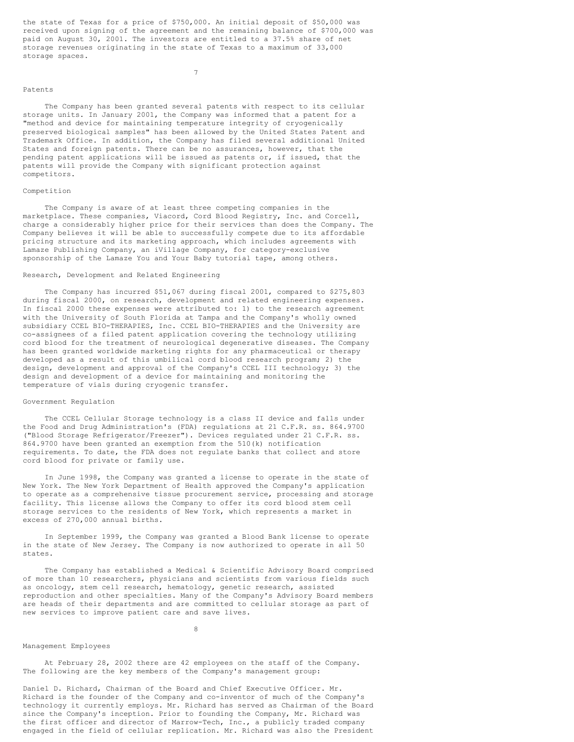the state of Texas for a price of $750,000. An initial deposit of $50,000 was received upon signing of the agreement and the remaining balance of $700,000 was paid on August 30, 2001. The investors are entitled to a 37.5% share of net storage revenues originating in the state of Texas to a maximum of 33,000 storage spaces.

## Patents

The Company has been granted several patents with respect to its cellular storage units. In January 2001, the Company was informed that a patent for a "method and device for maintaining temperature integrity of cryogenically preserved biological samples" has been allowed by the United States Patent and Trademark Office. In addition, the Company has filed several additional United States and foreign patents. There can be no assurances, however, that the pending patent applications will be issued as patents or, if issued, that the patents will provide the Company with significant protection against competitors.

## Competition

The Company is aware of at least three competing companies in the marketplace. These companies, Viacord, Cord Blood Registry, Inc. and Corcell, charge a considerably higher price for their services than does the Company. The Company believes it will be able to successfully compete due to its affordable pricing structure and its marketing approach, which includes agreements with Lamaze Publishing Company, an iVillage Company, for category-exclusive sponsorship of the Lamaze You and Your Baby tutorial tape, among others.

## Research, Development and Related Engineering

The Company has incurred $51,067 during fiscal 2001, compared to $275,803 during fiscal 2000, on research, development and related engineering expenses. In fiscal 2000 these expenses were attributed to: 1) to the research agreement with the University of South Florida at Tampa and the Company's wholly owned subsidiary CCEL BIO-THERAPIES, Inc. CCEL BIO-THERAPIES and the University are co-assignees of a filed patent application covering the technology utilizing cord blood for the treatment of neurological degenerative diseases. The Company has been granted worldwide marketing rights for any pharmaceutical or therapy developed as a result of this umbilical cord blood research program; 2) the design, development and approval of the Company's CCEL III technology; 3) the design and development of a device for maintaining and monitoring the temperature of vials during cryogenic transfer.

## Government Regulation

The CCEL Cellular Storage technology is a class II device and falls under the Food and Drug Administration's (FDA) regulations at 21 C.F.R. ss. 864.9700 ("Blood Storage Refrigerator/Freezer"). Devices regulated under 21 C.F.R. ss. 864.9700 have been granted an exemption from the 510(k) notification requirements. To date, the FDA does not regulate banks that collect and store cord blood for private or family use.

In June 1998, the Company was granted a license to operate in the state of New York. The New York Department of Health approved the Company's application to operate as a comprehensive tissue procurement service, processing and storage facility. This license allows the Company to offer its cord blood stem cell storage services to the residents of New York, which represents a market in excess of 270,000 annual births.

In September 1999, the Company was granted a Blood Bank license to operate in the state of New Jersey. The Company is now authorized to operate in all 50 states.

The Company has established a Medical & Scientific Advisory Board comprised of more than 10 researchers, physicians and scientists from various fields such as oncology, stem cell research, hematology, genetic research, assisted reproduction and other specialties. Many of the Company's Advisory Board members are heads of their departments and are committed to cellular storage as part of new services to improve patient care and save lives.

## Management Employees

At February 28, 2002 there are 42 employees on the staff of the Company. The following are the key members of the Company's management group:

Daniel D. Richard, Chairman of the Board and Chief Executive Officer. Mr. Richard is the founder of the Company and co-inventor of much of the Company's technology it currently employs. Mr. Richard has served as Chairman of the Board since the Company's inception. Prior to founding the Company, Mr. Richard was the first officer and director of Marrow-Tech, Inc., a publicly traded company engaged in the field of cellular replication. Mr. Richard was also the President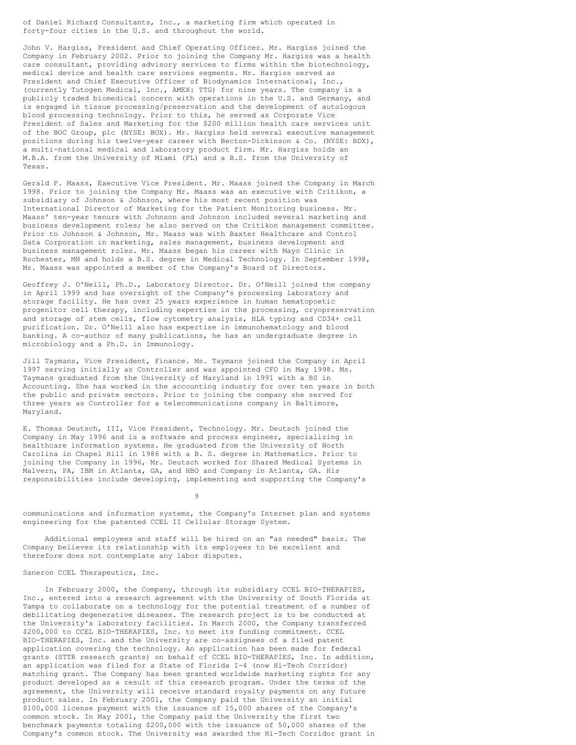of Daniel Richard Consultants, Inc., a marketing firm which operated in forty-four cities in the U.S. and throughout the world.

John V. Hargiss, President and Chief Operating Officer. Mr. Hargiss joined the Company in February 2002. Prior to joining the Company Mr. Hargiss was a health care consultant, providing advisory services to firms within the biotechnology, medical device and health care services segments. Mr. Hargiss served as President and Chief Executive Officer of Biodynamics International, Inc., (currently Tutogen Medical, Inc., AMEX: TTG) for nine years. The company is a publicly traded biomedical concern with operations in the U.S. and Germany, and is engaged in tissue processing/preservation and the development of autologous blood processing technology. Prior to this, he served as Corporate Vice President of Sales and Marketing for the $200 million health care services unit of the BOC Group, plc (NYSE: BOX). Mr. Hargiss held several executive management positions during his twelve-year career with Becton-Dickinson & Co. (NYSE: BDX), a multi-national medical and laboratory product firm. Mr. Hargiss holds an M.B.A. from the University of Miami (FL) and a B.S. from the University of Texas.

Gerald F. Maass, Executive Vice President. Mr. Maass joined the Company in March 1998. Prior to joining the Company Mr. Maass was an executive with Critikon, a subsidiary of Johnson & Johnson, where his most recent position was International Director of Marketing for the Patient Monitoring business. Mr. Maass' ten-year tenure with Johnson and Johnson included several marketing and business development roles; he also served on the Critikon management committee. Prior to Johnson & Johnson, Mr. Maass was with Baxter Healthcare and Control Data Corporation in marketing, sales management, business development and business management roles. Mr. Maass began his career with Mayo Clinic in Rochester, MN and holds a B.S. degree in Medical Technology. In September 1998, Mr. Maass was appointed a member of the Company's Board of Directors.

Geoffrey J. O'Neill, Ph.D., Laboratory Director. Dr. O'Neill joined the company in April 1999 and has oversight of the Company's processing laboratory and storage facility. He has over 25 years experience in human hematopoetic progenitor cell therapy, including expertise in the processing, cryopreservation and storage of stem cells, flow cytometry analysis, HLA typing and CD34+ cell purification. Dr. O'Neill also has expertise in immunohematology and blood banking. A co-author of many publications, he has an undergraduate degree in microbiology and a Ph.D. in Immunology.

Jill Taymans, Vice President, Finance. Ms. Taymans joined the Company in April 1997 serving initially as Controller and was appointed CFO in May 1998. Ms. Taymans graduated from the University of Maryland in 1991 with a BS in Accounting. She has worked in the accounting industry for over ten years in both the public and private sectors. Prior to joining the company she served for three years as Controller for a telecommunications company in Baltimore, Maryland.

E. Thomas Deutsch, III, Vice President, Technology. Mr. Deutsch joined the Company in May 1996 and is a software and process engineer, specializing in healthcare information systems. He graduated from the University of North Carolina in Chapel Hill in 1986 with a B. S. degree in Mathematics. Prior to joining the Company in 1996, Mr. Deutsch worked for Shared Medical Systems in Malvern, PA, IBM in Atlanta, GA, and HBO and Company in Atlanta, GA. His responsibilities include developing, implementing and supporting the Company's communications and information systems, the Company's Internet plan and systems engineering for the patented CCEL II Cellular Storage System.

Additional employees and staff will be hired on an "as needed" basis. The Company believes its relationship with its employees to be excellent and therefore does not contemplate any labor disputes.

Saneron CCEL Therapeutics, Inc.

In February 2000, the Company, through its subsidiary CCEL BIO-THERAPIES, Inc., entered into a research agreement with the University of South Florida at Tampa to collaborate on a technology for the potential treatment of a number of debilitating degenerative diseases. The research project is to be conducted at the University's laboratory facilities. In March 2000, the Company transferred $200,000 to CCEL BIO-THERAPIES, Inc. to meet its funding commitment. CCEL BIO-THERAPIES, Inc. and the University are co-assignees of a filed patent application covering the technology. An application has been made for federal grants (STTR research grants) on behalf of CCEL BIO-THERAPIES, Inc. In addition, an application was filed for a State of Florida I-4 (now Hi-Tech Corridor) matching grant. The Company has been granted worldwide marketing rights for any product developed as a result of this research program. Under the terms of the agreement, the University will receive standard royalty payments on any future product sales. In February 2001, the Company paid the University an initial $100,000 license payment with the issuance of 15,000 shares of the Company's common stock. In May 2001, the Company paid the University the first two benchmark payments totaling $200,000 with the issuance of 50,000 shares of the Company's common stock. The University was awarded the Hi-Tech Corridor grant in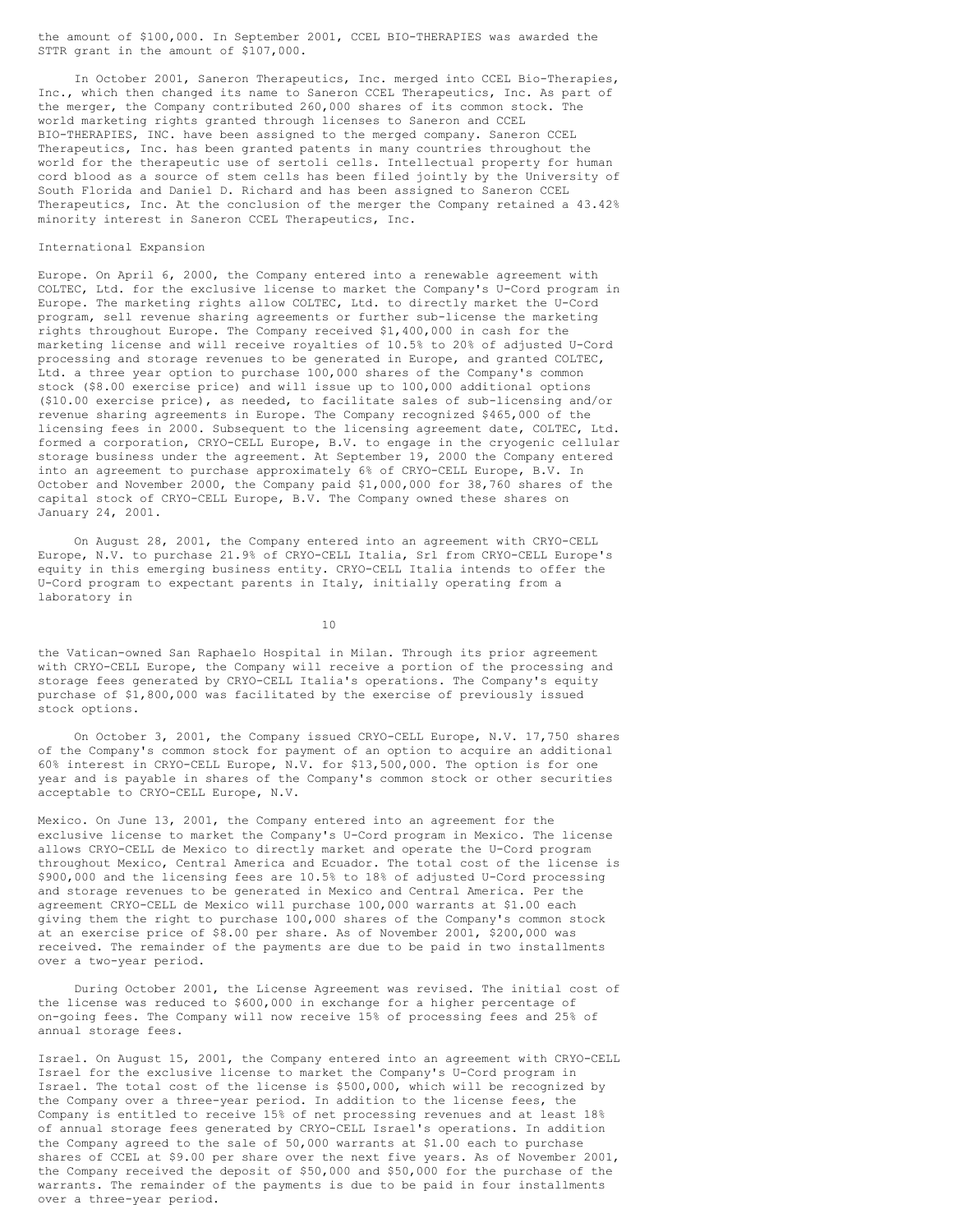the amount of $100,000. In September 2001, CCEL BIO-THERAPIES was awarded the STTR grant in the amount of $107,000.

In October 2001, Saneron Therapeutics, Inc. merged into CCEL Bio-Therapies, Inc., which then changed its name to Saneron CCEL Therapeutics, Inc. As part of the merger, the Company contributed 260,000 shares of its common stock. The world marketing rights granted through licenses to Saneron and CCEL BIO-THERAPIES, INC. have been assigned to the merged company. Saneron CCEL Therapeutics, Inc. has been granted patents in many countries throughout the world for the therapeutic use of sertoli cells. Intellectual property for human cord blood as a source of stem cells has been filed jointly by the University of South Florida and Daniel D. Richard and has been assigned to Saneron CCEL Therapeutics, Inc. At the conclusion of the merger the Company retained a 43.42% minority interest in Saneron CCEL Therapeutics, Inc.

International Expansion

Europe. On April 6, 2000, the Company entered into a renewable agreement with COLTEC, Ltd. for the exclusive license to market the Company's U-Cord program in Europe. The marketing rights allow COLTEC, Ltd. to directly market the U-Cord program, sell revenue sharing agreements or further sub-license the marketing rights throughout Europe. The Company received $1,400,000 in cash for the marketing license and will receive royalties of 10.5% to 20% of adjusted U-Cord processing and storage revenues to be generated in Europe, and granted COLTEC, Ltd. a three year option to purchase 100,000 shares of the Company's common stock ($8.00 exercise price) and will issue up to 100,000 additional options ($10.00 exercise price), as needed, to facilitate sales of sub-licensing and/or revenue sharing agreements in Europe. The Company recognized $465,000 of the licensing fees in 2000. Subsequent to the licensing agreement date, COLTEC, Ltd. formed a corporation, CRYO-CELL Europe, B.V. to engage in the cryogenic cellular storage business under the agreement. At September 19, 2000 the Company entered into an agreement to purchase approximately 6% of CRYO-CELL Europe, B.V. In October and November 2000, the Company paid $1,000,000 for 38,760 shares of the capital stock of CRYO-CELL Europe, B.V. The Company owned these shares on January 24, 2001.

On August 28, 2001, the Company entered into an agreement with CRYO-CELL Europe, N.V. to purchase 21.9% of CRYO-CELL Italia, Srl from CRYO-CELL Europe's equity in this emerging business entity. CRYO-CELL Italia intends to offer the U-Cord program to expectant parents in Italy, initially operating from a laboratory in the Vatican-owned San Raphaelo Hospital in Milan. Through its prior agreement with CRYO-CELL Europe, the Company will receive a portion of the processing and storage fees generated by CRYO-CELL Italia's operations. The Company's equity purchase of $1,800,000 was facilitated by the exercise of previously issued stock options.

On October 3, 2001, the Company issued CRYO-CELL Europe, N.V. 17,750 shares of the Company's common stock for payment of an option to acquire an additional 60% interest in CRYO-CELL Europe, N.V. for $13,500,000. The option is for one year and is payable in shares of the Company's common stock or other securities acceptable to CRYO-CELL Europe, N.V.

Mexico. On June 13, 2001, the Company entered into an agreement for the exclusive license to market the Company's U-Cord program in Mexico. The license allows CRYO-CELL de Mexico to directly market and operate the U-Cord program throughout Mexico, Central America and Ecuador. The total cost of the license is $900,000 and the licensing fees are 10.5% to 18% of adjusted U-Cord processing and storage revenues to be generated in Mexico and Central America. Per the agreement CRYO-CELL de Mexico will purchase 100,000 warrants at $1.00 each giving them the right to purchase 100,000 shares of the Company's common stock at an exercise price of $8.00 per share. As of November 2001, $200,000 was received. The remainder of the payments are due to be paid in two installments over a two-year period.

During October 2001, the License Agreement was revised. The initial cost of the license was reduced to $600,000 in exchange for a higher percentage of on-going fees. The Company will now receive 15% of processing fees and 25% of annual storage fees.

Israel. On August 15, 2001, the Company entered into an agreement with CRYO-CELL Israel for the exclusive license to market the Company's U-Cord program in Israel. The total cost of the license is $500,000, which will be recognized by the Company over a three-year period. In addition to the license fees, the Company is entitled to receive 15% of net processing revenues and at least 18% of annual storage fees generated by CRYO-CELL Israel's operations. In addition the Company agreed to the sale of 50,000 warrants at $1.00 each to purchase shares of CCEL at $9.00 per share over the next five years. As of November 2001, the Company received the deposit of $50,000 and $50,000 for the purchase of the warrants. The remainder of the payments is due to be paid in four installments over a three-year period.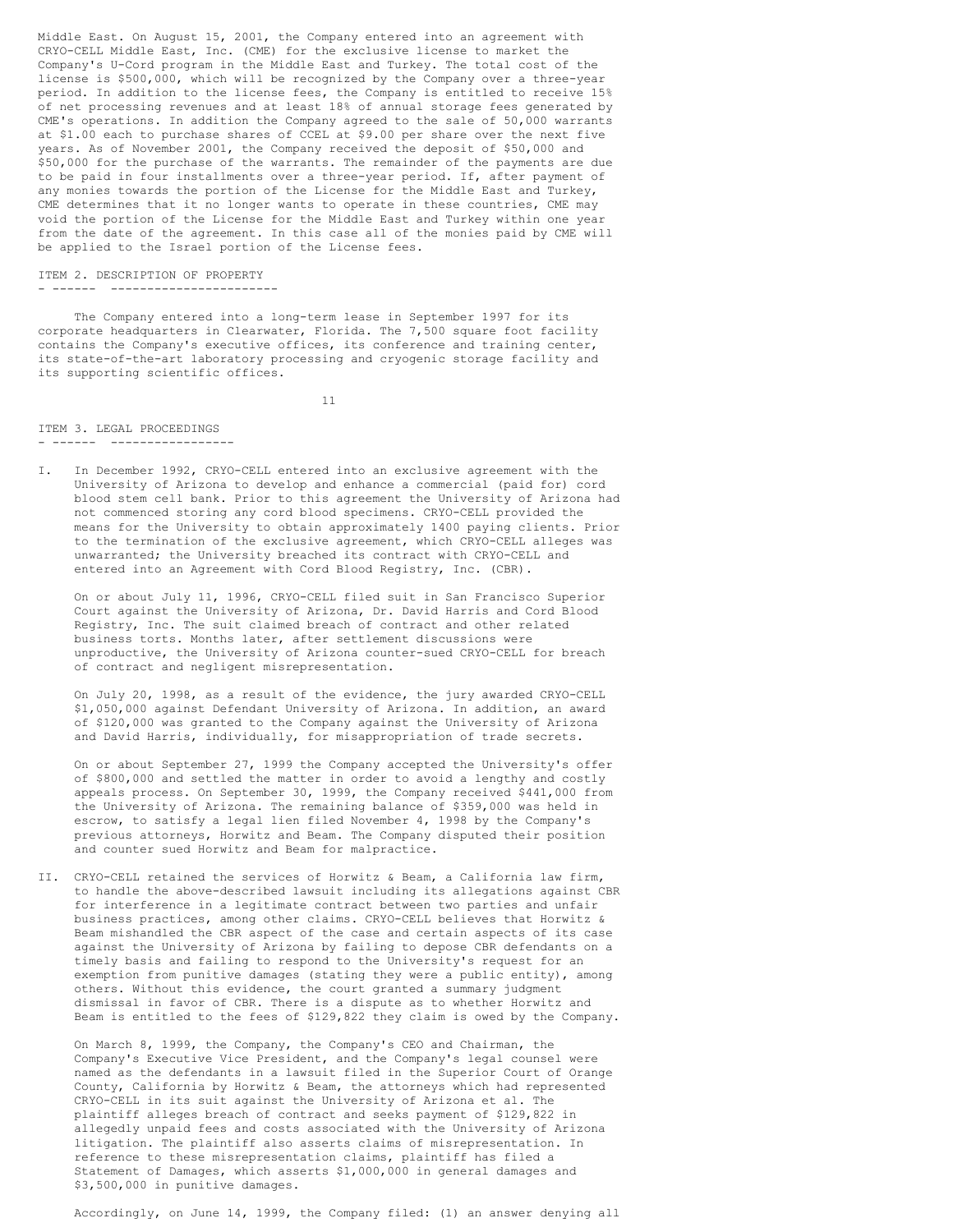Middle East. On August 15, 2001, the Company entered into an agreement with CRYO-CELL Middle East, Inc. (CME) for the exclusive license to market the Company's U-Cord program in the Middle East and Turkey. The total cost of the license is $500,000, which will be recognized by the Company over a three-year period. In addition to the license fees, the Company is entitled to receive 15% of net processing revenues and at least 18% of annual storage fees generated by CME's operations. In addition the Company agreed to the sale of 50,000 warrants at $1.00 each to purchase shares of CCEL at $9.00 per share over the next five years. As of November 2001, the Company received the deposit of $50,000 and $50,000 for the purchase of the warrants. The remainder of the payments are due to be paid in four installments over a three-year period. If, after payment of any monies towards the portion of the License for the Middle East and Turkey, CME determines that it no longer wants to operate in these countries, CME may void the portion of the License for the Middle East and Turkey within one year from the date of the agreement. In this case all of the monies paid by CME will be applied to the Israel portion of the License fees.

## ITEM 2. DESCRIPTION OF PROPERTY

The Company entered into a long-term lease in September 1997 for its corporate headquarters in Clearwater, Florida. The 7,500 square foot facility contains the Company's executive offices, its conference and training center, its state-of-the-art laboratory processing and cryogenic storage facility and its supporting scientific offices.

## ITEM 3. LEGAL PROCEEDINGS

I. In December 1992, CRYO-CELL entered into an exclusive agreement with the University of Arizona to develop and enhance a commercial (paid for) cord blood stem cell bank. Prior to this agreement the University of Arizona had not commenced storing any cord blood specimens. CRYO-CELL provided the means for the University to obtain approximately 1400 paying clients. Prior to the termination of the exclusive agreement, which CRYO-CELL alleges was unwarranted; the University breached its contract with CRYO-CELL and entered into an Agreement with Cord Blood Registry, Inc. (CBR).

On or about July 11, 1996, CRYO-CELL filed suit in San Francisco Superior Court against the University of Arizona, Dr. David Harris and Cord Blood Registry, Inc. The suit claimed breach of contract and other related business torts. Months later, after settlement discussions were unproductive, the University of Arizona counter-sued CRYO-CELL for breach of contract and negligent misrepresentation.

On July 20, 1998, as a result of the evidence, the jury awarded CRYO-CELL $1,050,000 against Defendant University of Arizona. In addition, an award of $120,000 was granted to the Company against the University of Arizona and David Harris, individually, for misappropriation of trade secrets.

On or about September 27, 1999 the Company accepted the University's offer of $800,000 and settled the matter in order to avoid a lengthy and costly appeals process. On September 30, 1999, the Company received $441,000 from the University of Arizona. The remaining balance of $359,000 was held in escrow, to satisfy a legal lien filed November 4, 1998 by the Company's previous attorneys, Horwitz and Beam. The Company disputed their position and counter sued Horwitz and Beam for malpractice.

II. CRYO-CELL retained the services of Horwitz & Beam, a California law firm, to handle the above-described lawsuit including its allegations against CBR for interference in a legitimate contract between two parties and unfair business practices, among other claims. CRYO-CELL believes that Horwitz & Beam mishandled the CBR aspect of the case and certain aspects of its case against the University of Arizona by failing to depose CBR defendants on a timely basis and failing to respond to the University's request for an exemption from punitive damages (stating they were a public entity), among others. Without this evidence, the court granted a summary judgment dismissal in favor of CBR. There is a dispute as to whether Horwitz and Beam is entitled to the fees of $129,822 they claim is owed by the Company.

On March 8, 1999, the Company, the Company's CEO and Chairman, the Company's Executive Vice President, and the Company's legal counsel were named as the defendants in a lawsuit filed in the Superior Court of Orange County, California by Horwitz & Beam, the attorneys which had represented CRYO-CELL in its suit against the University of Arizona et al. The plaintiff alleges breach of contract and seeks payment of $129,822 in allegedly unpaid fees and costs associated with the University of Arizona litigation. The plaintiff also asserts claims of misrepresentation. In reference to these misrepresentation claims, plaintiff has filed a Statement of Damages, which asserts $1,000,000 in general damages and $3,500,000 in punitive damages.

Accordingly, on June 14, 1999, the Company filed: (1) an answer denying all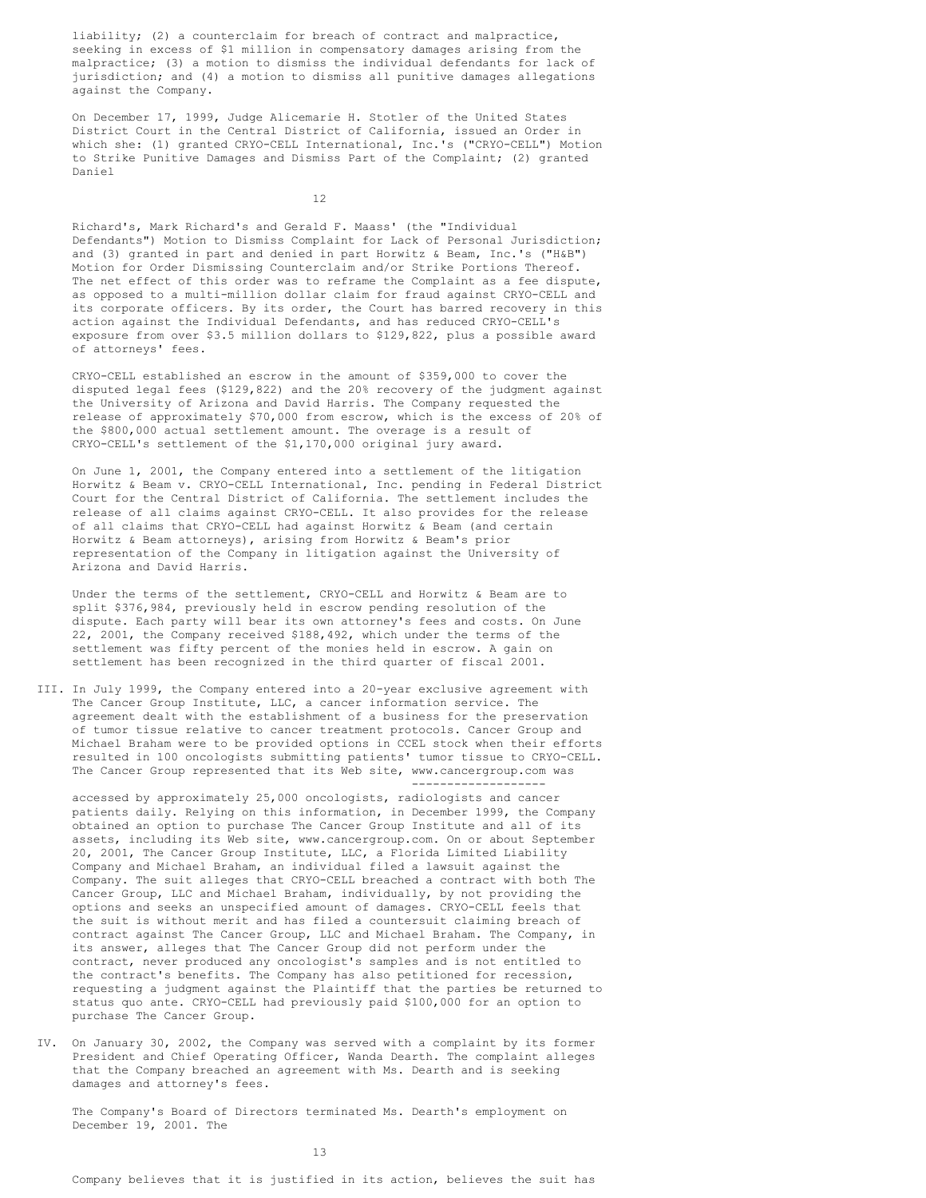liability; (2) a counterclaim for breach of contract and malpractice, seeking in excess of $1 million in compensatory damages arising from the malpractice; (3) a motion to dismiss the individual defendants for lack of jurisdiction; and (4) a motion to dismiss all punitive damages allegations against the Company.

On December 17, 1999, Judge Alicemarie H. Stotler of the United States District Court in the Central District of California, issued an Order in which she: (1) granted CRYO-CELL International, Inc.'s ("CRYO-CELL") Motion to Strike Punitive Damages and Dismiss Part of the Complaint; (2) granted Daniel Richard's, Mark Richard's and Gerald F. Maass' (the "Individual Defendants") Motion to Dismiss Complaint for Lack of Personal Jurisdiction; and (3) granted in part and denied in part Horwitz & Beam, Inc.'s ("H&B") Motion for Order Dismissing Counterclaim and/or Strike Portions Thereof. The net effect of this order was to reframe the Complaint as a fee dispute, as opposed to a multi-million dollar claim for fraud against CRYO-CELL and its corporate officers. By its order, the Court has barred recovery in this action against the Individual Defendants, and has reduced CRYO-CELL's exposure from over $3.5 million dollars to $129,822, plus a possible award of attorneys' fees.

CRYO-CELL established an escrow in the amount of $359,000 to cover the disputed legal fees ($129,822) and the 20% recovery of the judgment against the University of Arizona and David Harris. The Company requested the release of approximately $70,000 from escrow, which is the excess of 20% of the $800,000 actual settlement amount. The overage is a result of CRYO-CELL's settlement of the $1,170,000 original jury award.

On June 1, 2001, the Company entered into a settlement of the litigation Horwitz & Beam v. CRYO-CELL International, Inc. pending in Federal District Court for the Central District of California. The settlement includes the release of all claims against CRYO-CELL. It also provides for the release of all claims that CRYO-CELL had against Horwitz & Beam (and certain Horwitz & Beam attorneys), arising from Horwitz & Beam's prior representation of the Company in litigation against the University of Arizona and David Harris.

Under the terms of the settlement, CRYO-CELL and Horwitz & Beam are to split $376,984, previously held in escrow pending resolution of the dispute. Each party will bear its own attorney's fees and costs. On June 22, 2001, the Company received $188,492, which under the terms of the settlement was fifty percent of the monies held in escrow. A gain on settlement has been recognized in the third quarter of fiscal 2001.

III. In July 1999, the Company entered into a 20-year exclusive agreement with The Cancer Group Institute, LLC, a cancer information service. The agreement dealt with the establishment of a business for the preservation of tumor tissue relative to cancer treatment protocols. Cancer Group and Michael Braham were to be provided options in CCEL stock when their efforts resulted in 100 oncologists submitting patients' tumor tissue to CRYO-CELL. The Cancer Group represented that its Web site, www.cancergroup.com was accessed by approximately 25,000 oncologists, radiologists and cancer patients daily. Relying on this information, in December 1999, the Company obtained an option to purchase The Cancer Group Institute and all of its assets, including its Web site, www.cancergroup.com. On or about September 20, 2001, The Cancer Group Institute, LLC, a Florida Limited Liability Company and Michael Braham, an individual filed a lawsuit against the Company. The suit alleges that CRYO-CELL breached a contract with both The Cancer Group, LLC and Michael Braham, individually, by not providing the options and seeks an unspecified amount of damages. CRYO-CELL feels that the suit is without merit and has filed a countersuit claiming breach of contract against The Cancer Group, LLC and Michael Braham. The Company, in its answer, alleges that The Cancer Group did not perform under the contract, never produced any oncologist's samples and is not entitled to the contract's benefits. The Company has also petitioned for recession, requesting a judgment against the Plaintiff that the parties be returned to status quo ante. CRYO-CELL had previously paid $100,000 for an option to purchase The Cancer Group.

IV. On January 30, 2002, the Company was served with a complaint by its former President and Chief Operating Officer, Wanda Dearth. The complaint alleges that the Company breached an agreement with Ms. Dearth and is seeking damages and attorney's fees.

The Company's Board of Directors terminated Ms. Dearth's employment on December 19, 2001. The Company believes that it is justified in its action, believes the suit has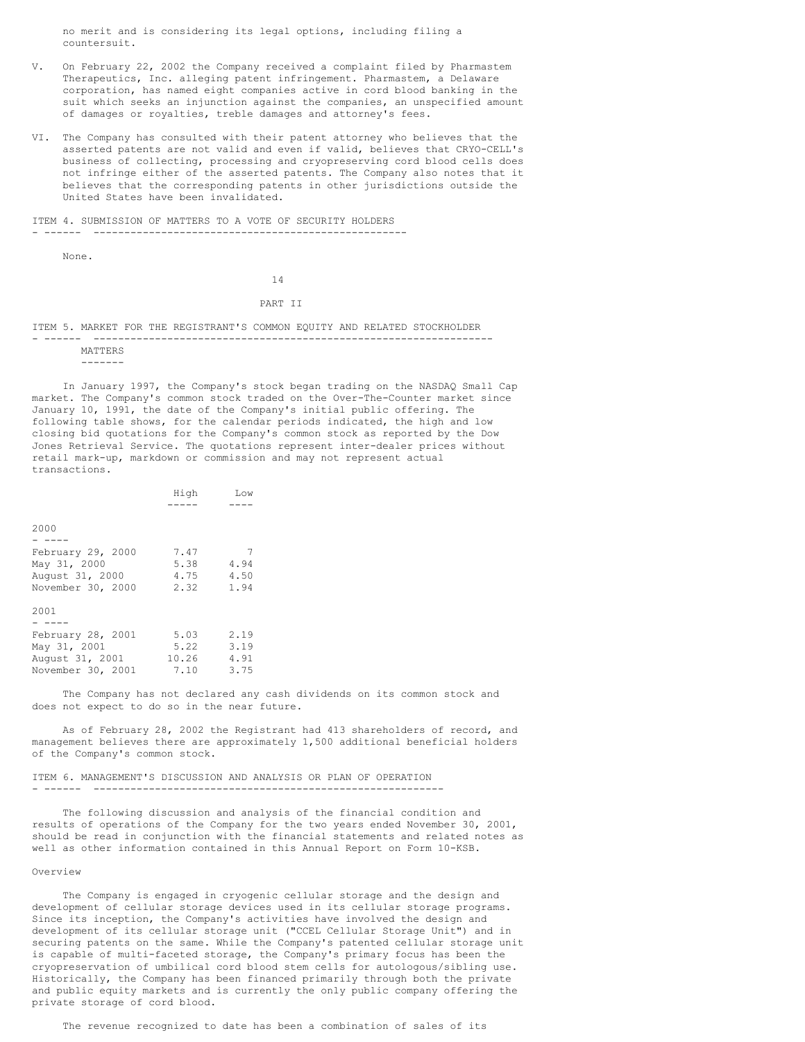no merit and is considering its legal options, including filing a countersuit.

V. On February 22, 2002 the Company received a complaint filed by Pharmastem Therapeutics, Inc. alleging patent infringement. Pharmastem, a Delaware corporation, has named eight companies active in cord blood banking in the suit which seeks an injunction against the companies, an unspecified amount of damages or royalties, treble damages and attorney's fees.

VI. The Company has consulted with their patent attorney who believes that the asserted patents are not valid and even if valid, believes that CRYO-CELL's business of collecting, processing and cryopreserving cord blood cells does not infringe either of the asserted patents. The Company also notes that it believes that the corresponding patents in other jurisdictions outside the United States have been invalidated.

## ITEM 4. SUBMISSION OF MATTERS TO A VOTE OF SECURITY HOLDERS

None.

# PART II

## ITEM 5. MARKET FOR THE REGISTRANT'S COMMON EQUITY AND RELATED STOCKHOLDER MATTERS

In January 1997, the Company's stock began trading on the NASDAQ Small Cap market. The Company's common stock traded on the Over-The-Counter market since January 10, 1991, the date of the Company's initial public offering. The following table shows, for the calendar periods indicated, the high and low closing bid quotations for the Company's common stock as reported by the Dow Jones Retrieval Service. The quotations represent inter-dealer prices without retail mark-up, markdown or commission and may not represent actual transactions.

| | High | Low |
|---|---|---|
| **2000** | | |
| February 29, 2000 | 7.47 | 7 |
| May 31, 2000 | 5.38 | 4.94 |
| August 31, 2000 | 4.75 | 4.50 |
| November 30, 2000 | 2.32 | 1.94 |
| **2001** | | |
| February 28, 2001 | 5.03 | 2.19 |
| May 31, 2001 | 5.22 | 3.19 |
| August 31, 2001 | 10.26 | 4.91 |
| November 30, 2001 | 7.10 | 3.75 |

The Company has not declared any cash dividends on its common stock and does not expect to do so in the near future.

As of February 28, 2002 the Registrant had 413 shareholders of record, and management believes there are approximately 1,500 additional beneficial holders of the Company's common stock.

## ITEM 6. MANAGEMENT'S DISCUSSION AND ANALYSIS OR PLAN OF OPERATION

The following discussion and analysis of the financial condition and results of operations of the Company for the two years ended November 30, 2001, should be read in conjunction with the financial statements and related notes as well as other information contained in this Annual Report on Form 10-KSB.

### Overview

The Company is engaged in cryogenic cellular storage and the design and development of cellular storage devices used in its cellular storage programs. Since its inception, the Company's activities have involved the design and development of its cellular storage unit ("CCEL Cellular Storage Unit") and in securing patents on the same. While the Company's patented cellular storage unit is capable of multi-faceted storage, the Company's primary focus has been the cryopreservation of umbilical cord blood stem cells for autologous/sibling use. Historically, the Company has been financed primarily through both the private and public equity markets and is currently the only public company offering the private storage of cord blood.

The revenue recognized to date has been a combination of sales of its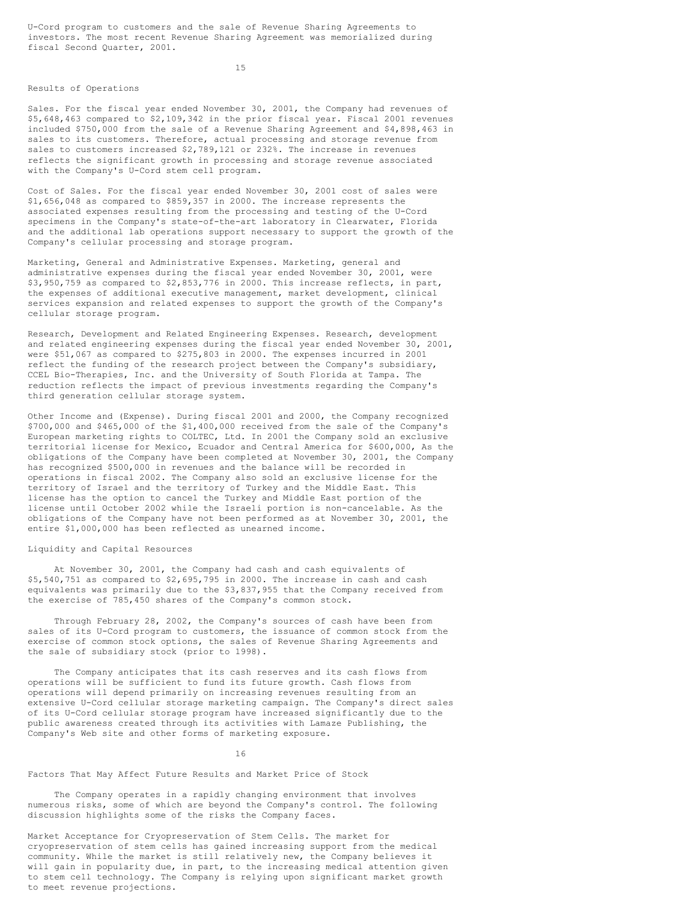U-Cord program to customers and the sale of Revenue Sharing Agreements to investors. The most recent Revenue Sharing Agreement was memorialized during fiscal Second Quarter, 2001.

## Results of Operations

Sales. For the fiscal year ended November 30, 2001, the Company had revenues of $5,648,463 compared to $2,109,342 in the prior fiscal year. Fiscal 2001 revenues included $750,000 from the sale of a Revenue Sharing Agreement and $4,898,463 in sales to its customers. Therefore, actual processing and storage revenue from sales to customers increased $2,789,121 or 232%. The increase in revenues reflects the significant growth in processing and storage revenue associated with the Company's U-Cord stem cell program.

Cost of Sales. For the fiscal year ended November 30, 2001 cost of sales were $1,656,048 as compared to $859,357 in 2000. The increase represents the associated expenses resulting from the processing and testing of the U-Cord specimens in the Company's state-of-the-art laboratory in Clearwater, Florida and the additional lab operations support necessary to support the growth of the Company's cellular processing and storage program.

Marketing, General and Administrative Expenses. Marketing, general and administrative expenses during the fiscal year ended November 30, 2001, were $3,950,759 as compared to $2,853,776 in 2000. This increase reflects, in part, the expenses of additional executive management, market development, clinical services expansion and related expenses to support the growth of the Company's cellular storage program.

Research, Development and Related Engineering Expenses. Research, development and related engineering expenses during the fiscal year ended November 30, 2001, were $51,067 as compared to $275,803 in 2000. The expenses incurred in 2001 reflect the funding of the research project between the Company's subsidiary, CCEL Bio-Therapies, Inc. and the University of South Florida at Tampa. The reduction reflects the impact of previous investments regarding the Company's third generation cellular storage system.

Other Income and (Expense). During fiscal 2001 and 2000, the Company recognized $700,000 and $465,000 of the $1,400,000 received from the sale of the Company's European marketing rights to COLTEC, Ltd. In 2001 the Company sold an exclusive territorial license for Mexico, Ecuador and Central America for $600,000, As the obligations of the Company have been completed at November 30, 2001, the Company has recognized $500,000 in revenues and the balance will be recorded in operations in fiscal 2002. The Company also sold an exclusive license for the territory of Israel and the territory of Turkey and the Middle East. This license has the option to cancel the Turkey and Middle East portion of the license until October 2002 while the Israeli portion is non-cancelable. As the obligations of the Company have not been performed as at November 30, 2001, the entire $1,000,000 has been reflected as unearned income.

## Liquidity and Capital Resources

At November 30, 2001, the Company had cash and cash equivalents of $5,540,751 as compared to $2,695,795 in 2000. The increase in cash and cash equivalents was primarily due to the $3,837,955 that the Company received from the exercise of 785,450 shares of the Company's common stock.

Through February 28, 2002, the Company's sources of cash have been from sales of its U-Cord program to customers, the issuance of common stock from the exercise of common stock options, the sales of Revenue Sharing Agreements and the sale of subsidiary stock (prior to 1998).

The Company anticipates that its cash reserves and its cash flows from operations will be sufficient to fund its future growth. Cash flows from operations will depend primarily on increasing revenues resulting from an extensive U-Cord cellular storage marketing campaign. The Company's direct sales of its U-Cord cellular storage program have increased significantly due to the public awareness created through its activities with Lamaze Publishing, the Company's Web site and other forms of marketing exposure.

## Factors That May Affect Future Results and Market Price of Stock

The Company operates in a rapidly changing environment that involves numerous risks, some of which are beyond the Company's control. The following discussion highlights some of the risks the Company faces.

Market Acceptance for Cryopreservation of Stem Cells. The market for cryopreservation of stem cells has gained increasing support from the medical community. While the market is still relatively new, the Company believes it will gain in popularity due, in part, to the increasing medical attention given to stem cell technology. The Company is relying upon significant market growth to meet revenue projections.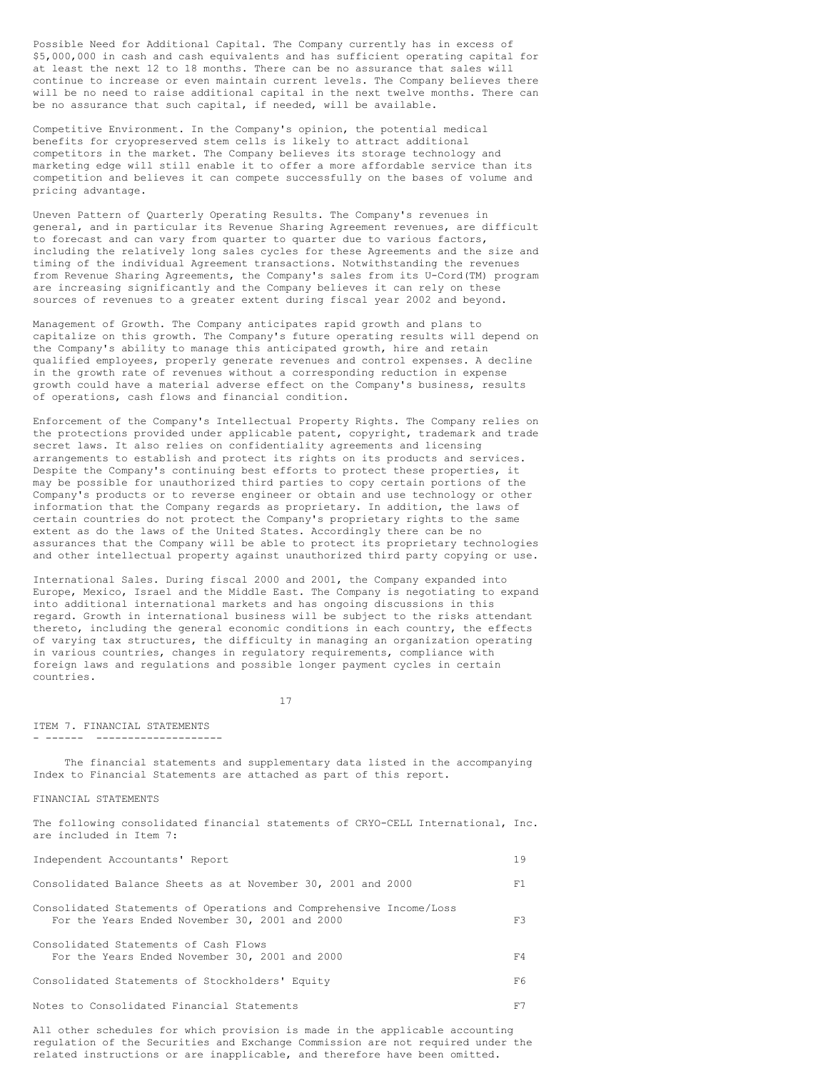Possible Need for Additional Capital. The Company currently has in excess of $5,000,000 in cash and cash equivalents and has sufficient operating capital for at least the next 12 to 18 months. There can be no assurance that sales will continue to increase or even maintain current levels. The Company believes there will be no need to raise additional capital in the next twelve months. There can be no assurance that such capital, if needed, will be available.

Competitive Environment. In the Company's opinion, the potential medical benefits for cryopreserved stem cells is likely to attract additional competitors in the market. The Company believes its storage technology and marketing edge will still enable it to offer a more affordable service than its competition and believes it can compete successfully on the bases of volume and pricing advantage.

Uneven Pattern of Quarterly Operating Results. The Company's revenues in general, and in particular its Revenue Sharing Agreement revenues, are difficult to forecast and can vary from quarter to quarter due to various factors, including the relatively long sales cycles for these Agreements and the size and timing of the individual Agreement transactions. Notwithstanding the revenues from Revenue Sharing Agreements, the Company's sales from its U-Cord(TM) program are increasing significantly and the Company believes it can rely on these sources of revenues to a greater extent during fiscal year 2002 and beyond.

Management of Growth. The Company anticipates rapid growth and plans to capitalize on this growth. The Company's future operating results will depend on the Company's ability to manage this anticipated growth, hire and retain qualified employees, properly generate revenues and control expenses. A decline in the growth rate of revenues without a corresponding reduction in expense growth could have a material adverse effect on the Company's business, results of operations, cash flows and financial condition.

Enforcement of the Company's Intellectual Property Rights. The Company relies on the protections provided under applicable patent, copyright, trademark and trade secret laws. It also relies on confidentiality agreements and licensing arrangements to establish and protect its rights on its products and services. Despite the Company's continuing best efforts to protect these properties, it may be possible for unauthorized third parties to copy certain portions of the Company's products or to reverse engineer or obtain and use technology or other information that the Company regards as proprietary. In addition, the laws of certain countries do not protect the Company's proprietary rights to the same extent as do the laws of the United States. Accordingly there can be no assurances that the Company will be able to protect its proprietary technologies and other intellectual property against unauthorized third party copying or use.

International Sales. During fiscal 2000 and 2001, the Company expanded into Europe, Mexico, Israel and the Middle East. The Company is negotiating to expand into additional international markets and has ongoing discussions in this regard. Growth in international business will be subject to the risks attendant thereto, including the general economic conditions in each country, the effects of varying tax structures, the difficulty in managing an organization operating in various countries, changes in regulatory requirements, compliance with foreign laws and regulations and possible longer payment cycles in certain countries.

## ITEM 7. FINANCIAL STATEMENTS

The financial statements and supplementary data listed in the accompanying Index to Financial Statements are attached as part of this report.

FINANCIAL STATEMENTS

The following consolidated financial statements of CRYO-CELL International, Inc. are included in Item 7:

| | |
|---|---|
| Independent Accountants' Report | 19 |
| Consolidated Balance Sheets as at November 30, 2001 and 2000 | F1 |
| Consolidated Statements of Operations and Comprehensive Income/Loss For the Years Ended November 30, 2001 and 2000 | F3 |
| Consolidated Statements of Cash Flows For the Years Ended November 30, 2001 and 2000 | F4 |
| Consolidated Statements of Stockholders' Equity | F6 |
| Notes to Consolidated Financial Statements | F7 |

All other schedules for which provision is made in the applicable accounting regulation of the Securities and Exchange Commission are not required under the related instructions or are inapplicable, and therefore have been omitted.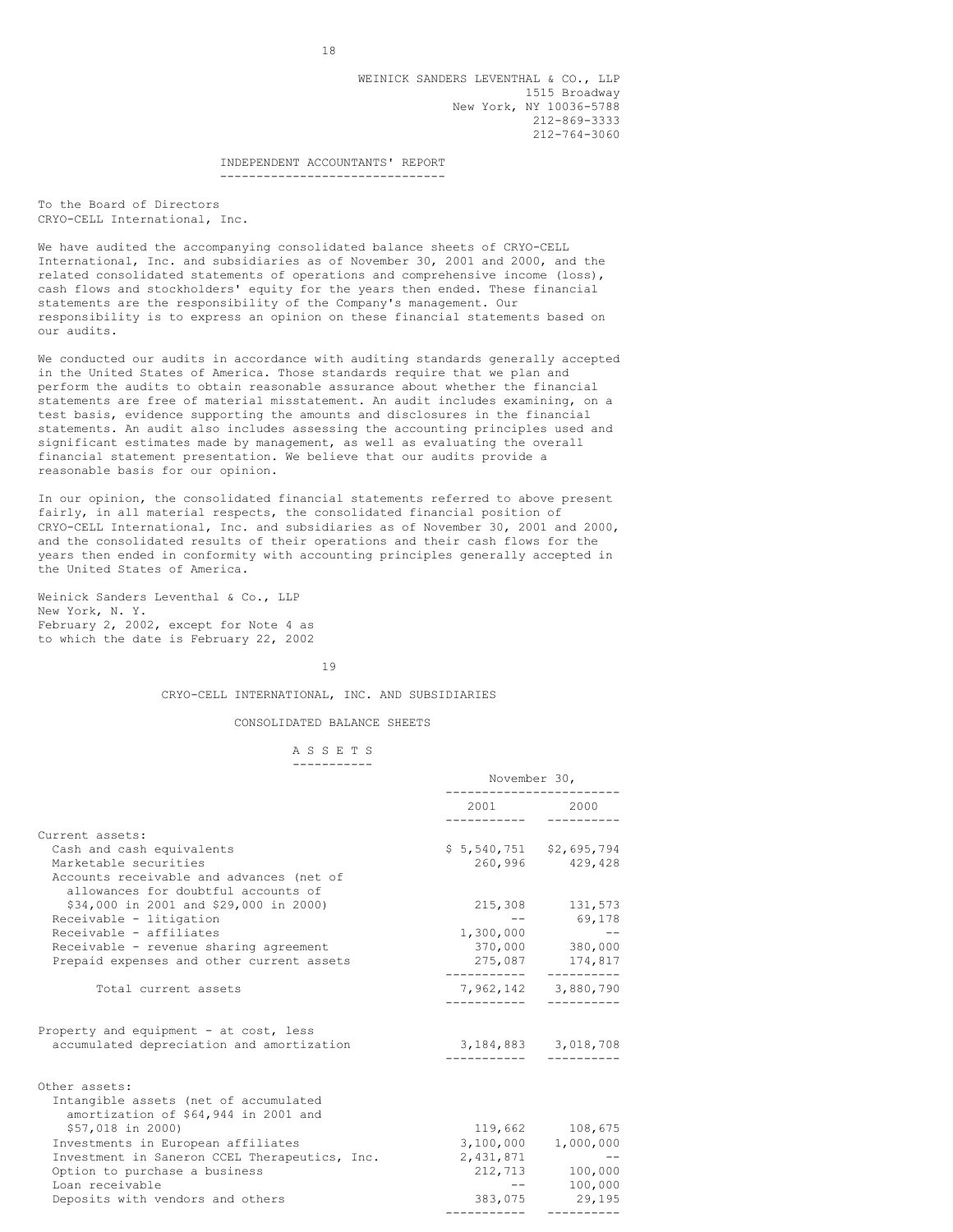WEINICK SANDERS LEVENTHAL & CO., LLP
1515 Broadway
New York, NY 10036-5788
212-869-3333
212-764-3060

## INDEPENDENT ACCOUNTANTS' REPORT

To the Board of Directors
CRYO-CELL International, Inc.

We have audited the accompanying consolidated balance sheets of CRYO-CELL International, Inc. and subsidiaries as of November 30, 2001 and 2000, and the related consolidated statements of operations and comprehensive income (loss), cash flows and stockholders' equity for the years then ended. These financial statements are the responsibility of the Company's management. Our responsibility is to express an opinion on these financial statements based on our audits.

We conducted our audits in accordance with auditing standards generally accepted in the United States of America. Those standards require that we plan and perform the audits to obtain reasonable assurance about whether the financial statements are free of material misstatement. An audit includes examining, on a test basis, evidence supporting the amounts and disclosures in the financial statements. An audit also includes assessing the accounting principles used and significant estimates made by management, as well as evaluating the overall financial statement presentation. We believe that our audits provide a reasonable basis for our opinion.

In our opinion, the consolidated financial statements referred to above present fairly, in all material respects, the consolidated financial position of CRYO-CELL International, Inc. and subsidiaries as of November 30, 2001 and 2000, and the consolidated results of their operations and their cash flows for the years then ended in conformity with accounting principles generally accepted in the United States of America.

Weinick Sanders Leventhal & Co., LLP
New York, N. Y.
February 2, 2002, except for Note 4 as
to which the date is February 22, 2002

## CRYO-CELL INTERNATIONAL, INC. AND SUBSIDIARIES

## CONSOLIDATED BALANCE SHEETS

### A S S E T S

| | November 30, 2001 | November 30, 2000 |
|---|---|---|
| Current assets: | | |
| Cash and cash equivalents | $ 5,540,751 | $2,695,794 |
| Marketable securities | 260,996 | 429,428 |
| Accounts receivable and advances (net of allowances for doubtful accounts of $34,000 in 2001 and $29,000 in 2000) | 215,308 | 131,573 |
| Receivable - litigation | -- | 69,178 |
| Receivable - affiliates | 1,300,000 | -- |
| Receivable - revenue sharing agreement | 370,000 | 380,000 |
| Prepaid expenses and other current assets | 275,087 | 174,817 |
| Total current assets | 7,962,142 | 3,880,790 |
| Property and equipment - at cost, less accumulated depreciation and amortization | 3,184,883 | 3,018,708 |
| Other assets: | | |
| Intangible assets (net of accumulated amortization of $64,944 in 2001 and $57,018 in 2000) | 119,662 | 108,675 |
| Investments in European affiliates | 3,100,000 | 1,000,000 |
| Investment in Saneron CCEL Therapeutics, Inc. | 2,431,871 | -- |
| Option to purchase a business | 212,713 | 100,000 |
| Loan receivable | -- | 100,000 |
| Deposits with vendors and others | 383,075 | 29,195 |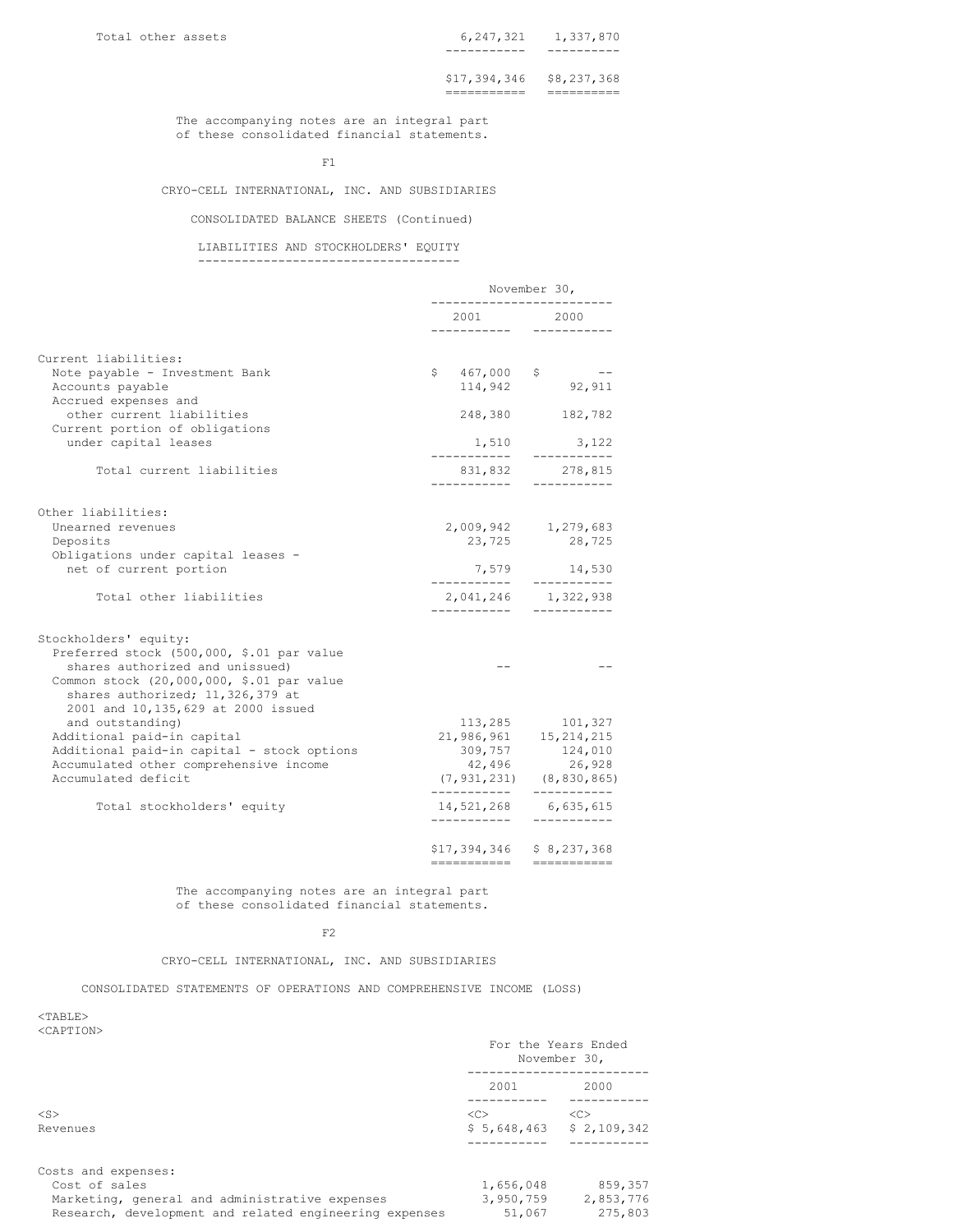| | | |
|---|---|---|
| Total other assets | 6,247,321 | 1,337,870 |
| | $17,394,346 | $8,237,368 |

The accompanying notes are an integral part of these consolidated financial statements.

CRYO-CELL INTERNATIONAL, INC. AND SUBSIDIARIES

CONSOLIDATED BALANCE SHEETS (Continued)

LIABILITIES AND STOCKHOLDERS' EQUITY

| | November 30, | |
|---|---|---|
| | 2001 | 2000 |
| Current liabilities: | | |
| Note payable - Investment Bank | $ 467,000 | $ -- |
| Accounts payable | 114,942 | 92,911 |
| Accrued expenses and other current liabilities | 248,380 | 182,782 |
| Current portion of obligations under capital leases | 1,510 | 3,122 |
| Total current liabilities | 831,832 | 278,815 |
| Other liabilities: | | |
| Unearned revenues | 2,009,942 | 1,279,683 |
| Deposits | 23,725 | 28,725 |
| Obligations under capital leases - net of current portion | 7,579 | 14,530 |
| Total other liabilities | 2,041,246 | 1,322,938 |
| Stockholders' equity: | | |
| Preferred stock (500,000, $.01 par value shares authorized and unissued) | -- | -- |
| Common stock (20,000,000, $.01 par value shares authorized; 11,326,379 at 2001 and 10,135,629 at 2000 issued and outstanding) | 113,285 | 101,327 |
| Additional paid-in capital | 21,986,961 | 15,214,215 |
| Additional paid-in capital - stock options | 309,757 | 124,010 |
| Accumulated other comprehensive income | 42,496 | 26,928 |
| Accumulated deficit | (7,931,231) | (8,830,865) |
| Total stockholders' equity | 14,521,268 | 6,635,615 |
| | $17,394,346 | $ 8,237,368 |

The accompanying notes are an integral part of these consolidated financial statements.

CRYO-CELL INTERNATIONAL, INC. AND SUBSIDIARIES

CONSOLIDATED STATEMENTS OF OPERATIONS AND COMPREHENSIVE INCOME (LOSS)

| | For the Years Ended November 30, | |
|---|---|---|
| | 2001 | 2000 |
| Revenues | $ 5,648,463 | $ 2,109,342 |
| Costs and expenses: | | |
| Cost of sales | 1,656,048 | 859,357 |
| Marketing, general and administrative expenses | 3,950,759 | 2,853,776 |
| Research, development and related engineering expenses | 51,067 | 275,803 |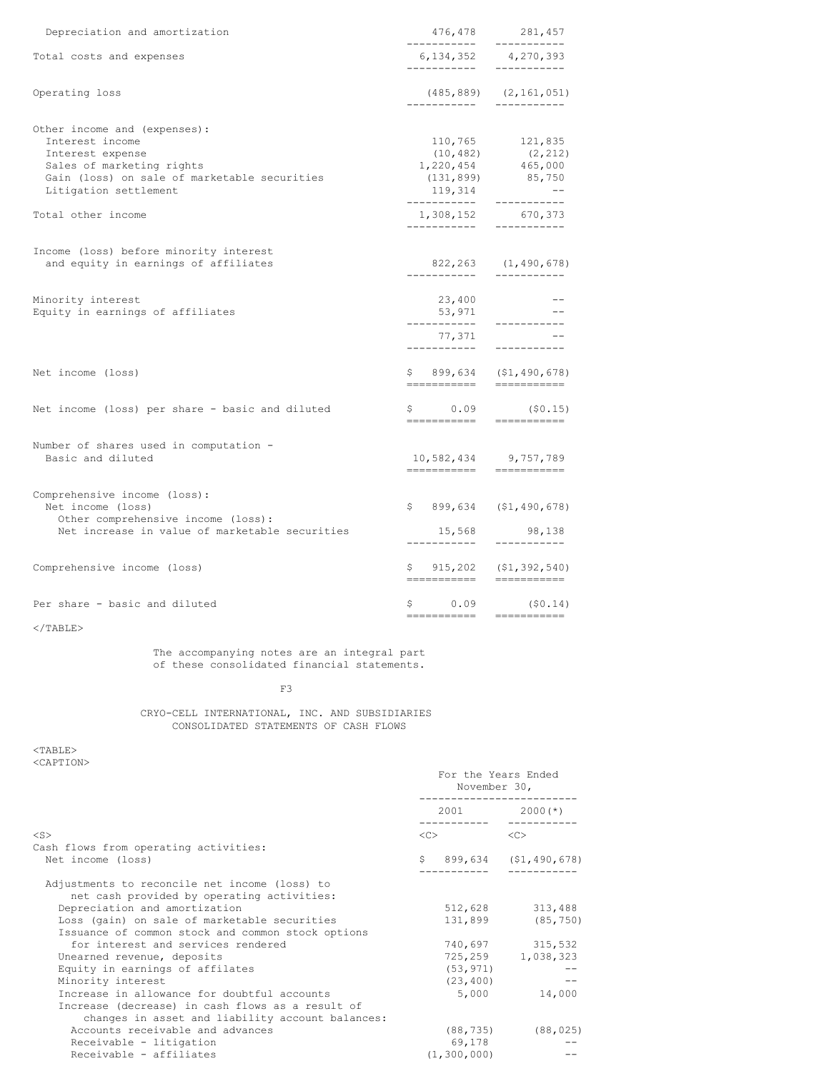| | | |
|---|---|---|
| Depreciation and amortization | 476,478 | 281,457 |
| Total costs and expenses | 6,134,352 | 4,270,393 |
| Operating loss | (485,889) | (2,161,051) |
| Other income and (expenses): | | |
| Interest income | 110,765 | 121,835 |
| Interest expense | (10,482) | (2,212) |
| Sales of marketing rights | 1,220,454 | 465,000 |
| Gain (loss) on sale of marketable securities | (131,899) | 85,750 |
| Litigation settlement | 119,314 | -- |
| Total other income | 1,308,152 | 670,373 |
| Income (loss) before minority interest and equity in earnings of affiliates | 822,263 | (1,490,678) |
| Minority interest | 23,400 | -- |
| Equity in earnings of affiliates | 53,971 | -- |
| | 77,371 | -- |
| Net income (loss) | $ 899,634 | ($1,490,678) |
| Net income (loss) per share - basic and diluted | $ 0.09 | ($0.15) |
| Number of shares used in computation - Basic and diluted | 10,582,434 | 9,757,789 |
| Comprehensive income (loss): | | |
| Net income (loss) | $ 899,634 | ($1,490,678) |
| Other comprehensive income (loss): | | |
| Net increase in value of marketable securities | 15,568 | 98,138 |
| Comprehensive income (loss) | $ 915,202 | ($1,392,540) |
| Per share - basic and diluted | $ 0.09 | ($0.14) |

The accompanying notes are an integral part of these consolidated financial statements.

F3

CRYO-CELL INTERNATIONAL, INC. AND SUBSIDIARIES
CONSOLIDATED STATEMENTS OF CASH FLOWS

| | For the Years Ended November 30, | |
|---|---|---|
| | 2001 | 2000(*) |
| Cash flows from operating activities: | | |
| Net income (loss) | $ 899,634 | ($1,490,678) |
| Adjustments to reconcile net income (loss) to net cash provided by operating activities: | | |
| Depreciation and amortization | 512,628 | 313,488 |
| Loss (gain) on sale of marketable securities | 131,899 | (85,750) |
| Issuance of common stock and common stock options for interest and services rendered | 740,697 | 315,532 |
| Unearned revenue, deposits | 725,259 | 1,038,323 |
| Equity in earnings of affilates | (53,971) | -- |
| Minority interest | (23,400) | -- |
| Increase in allowance for doubtful accounts | 5,000 | 14,000 |
| Increase (decrease) in cash flows as a result of changes in asset and liability account balances: | | |
| Accounts receivable and advances | (88,735) | (88,025) |
| Receivable - litigation | 69,178 | -- |
| Receivable - affiliates | (1,300,000) | -- |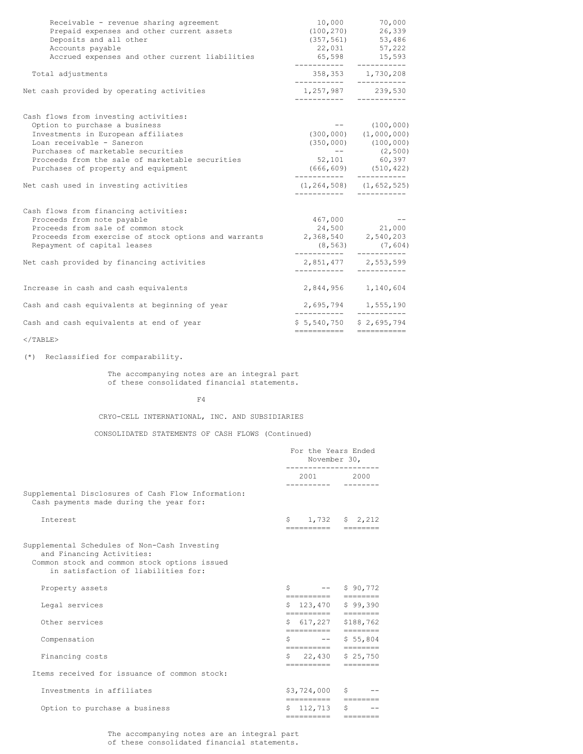| | | |
|---|---|---|
| Receivable - revenue sharing agreement | 10,000 | 70,000 |
| Prepaid expenses and other current assets | (100,270) | 26,339 |
| Deposits and all other | (357,561) | 53,486 |
| Accounts payable | 22,031 | 57,222 |
| Accrued expenses and other current liabilities | 65,598 | 15,593 |
| Total adjustments | 358,353 | 1,730,208 |
| Net cash provided by operating activities | 1,257,987 | 239,530 |
| Cash flows from investing activities: | | |
| Option to purchase a business | -- | (100,000) |
| Investments in European affiliates | (300,000) | (1,000,000) |
| Loan receivable - Saneron | (350,000) | (100,000) |
| Purchases of marketable securities | -- | (2,500) |
| Proceeds from the sale of marketable securities | 52,101 | 60,397 |
| Purchases of property and equipment | (666,609) | (510,422) |
| Net cash used in investing activities | (1,264,508) | (1,652,525) |
| Cash flows from financing activities: | | |
| Proceeds from note payable | 467,000 | -- |
| Proceeds from sale of common stock | 24,500 | 21,000 |
| Proceeds from exercise of stock options and warrants | 2,368,540 | 2,540,203 |
| Repayment of capital leases | (8,563) | (7,604) |
| Net cash provided by financing activities | 2,851,477 | 2,553,599 |
| Increase in cash and cash equivalents | 2,844,956 | 1,140,604 |
| Cash and cash equivalents at beginning of year | 2,695,794 | 1,555,190 |
| Cash and cash equivalents at end of year | $ 5,540,750 | $ 2,695,794 |

</TABLE>

(*) Reclassified for comparability.

The accompanying notes are an integral part of these consolidated financial statements.

CRYO-CELL INTERNATIONAL, INC. AND SUBSIDIARIES

CONSOLIDATED STATEMENTS OF CASH FLOWS (Continued)

| | For the Years Ended November 30, | |
|---|---|---|
| | 2001 | 2000 |
| Supplemental Disclosures of Cash Flow Information: | | |
| Cash payments made during the year for: | | |
| Interest | $ 1,732 | $ 2,212 |
| Supplemental Schedules of Non-Cash Investing and Financing Activities: | | |
| Common stock and common stock options issued in satisfaction of liabilities for: | | |
| Property assets | $ -- | $ 90,772 |
| Legal services | $ 123,470 | $ 99,390 |
| Other services | $ 617,227 | $188,762 |
| Compensation | $ -- | $ 55,804 |
| Financing costs | $ 22,430 | $ 25,750 |
| Items received for issuance of common stock: | | |
| Investments in affiliates | $3,724,000 | $ -- |
| Option to purchase a business | $ 112,713 | $ -- |

The accompanying notes are an integral part of these consolidated financial statements.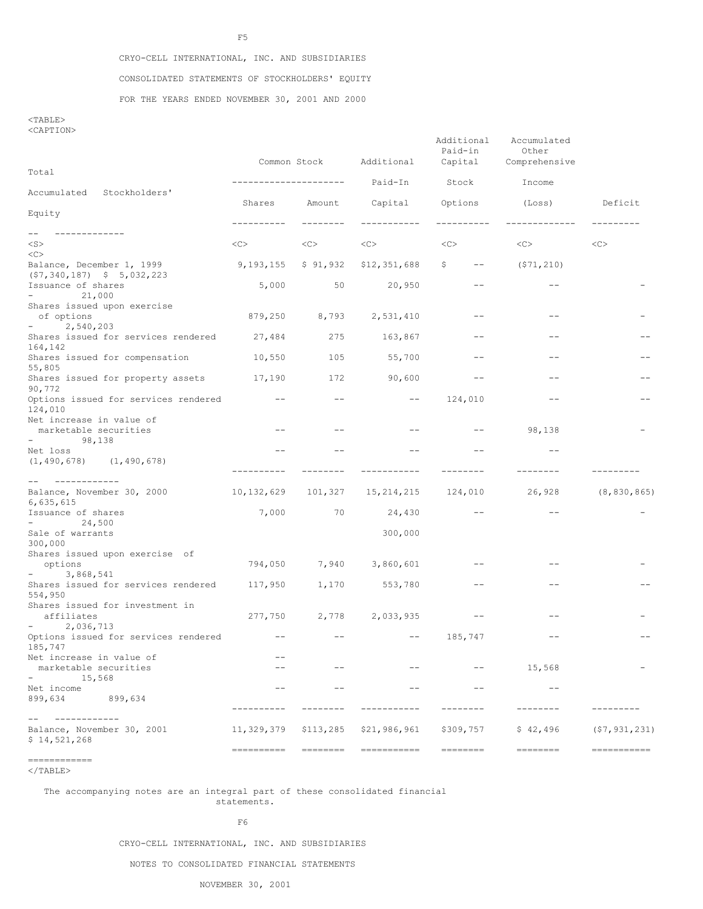CRYO-CELL INTERNATIONAL, INC. AND SUBSIDIARIES

CONSOLIDATED STATEMENTS OF STOCKHOLDERS' EQUITY

FOR THE YEARS ENDED NOVEMBER 30, 2001 AND 2000

| | Common Stock Shares | Common Stock Amount | Additional Paid-In Capital | Additional Paid-in Capital Stock Options | Accumulated Other Comprehensive Income (Loss) | Accumulated Deficit | Total Stockholders' Equity |
|---|---|---|---|---|---|---|---|
| Balance, December 1, 1999 | 9,193,155 | $ 91,932 | $12,351,688 | $ -- | ($71,210) | ($7,340,187) | $ 5,032,223 |
| Issuance of shares | 5,000 | 50 | 20,950 | -- | -- | - | 21,000 |
| Shares issued upon exercise of options | 879,250 | 8,793 | 2,531,410 | -- | -- | - | 2,540,203 |
| Shares issued for services rendered | 27,484 | 275 | 163,867 | -- | -- | -- | 164,142 |
| Shares issued for compensation | 10,550 | 105 | 55,700 | -- | -- | -- | 55,805 |
| Shares issued for property assets | 17,190 | 172 | 90,600 | -- | -- | -- | 90,772 |
| Options issued for services rendered | -- | -- | -- | 124,010 | -- | -- | 124,010 |
| Net increase in value of marketable securities | -- | -- | -- | -- | 98,138 | - | 98,138 |
| Net loss | -- | -- | -- | -- | -- | (1,490,678) | (1,490,678) |
| Balance, November 30, 2000 | 10,132,629 | 101,327 | 15,214,215 | 124,010 | 26,928 | (8,830,865) | 6,635,615 |
| Issuance of shares | 7,000 | 70 | 24,430 | -- | -- | - | 24,500 |
| Sale of warrants | | | 300,000 | | | | 300,000 |
| Shares issued upon exercise of options | 794,050 | 7,940 | 3,860,601 | -- | -- | - | 3,868,541 |
| Shares issued for services rendered | 117,950 | 1,170 | 553,780 | -- | -- | -- | 554,950 |
| Shares issued for investment in affiliates | 277,750 | 2,778 | 2,033,935 | -- | -- | - | 2,036,713 |
| Options issued for services rendered | -- | -- | -- | 185,747 | -- | -- | 185,747 |
| Net increase in value of marketable securities | -- | -- | -- | -- | 15,568 | - | 15,568 |
| Net income | -- | -- | -- | -- | -- | 899,634 | 899,634 |
| Balance, November 30, 2001 | 11,329,379 | $113,285 | $21,986,961 | $309,757 | $ 42,496 | ($7,931,231) | $ 14,521,268 |

The accompanying notes are an integral part of these consolidated financial statements.

CRYO-CELL INTERNATIONAL, INC. AND SUBSIDIARIES

NOTES TO CONSOLIDATED FINANCIAL STATEMENTS

NOVEMBER 30, 2001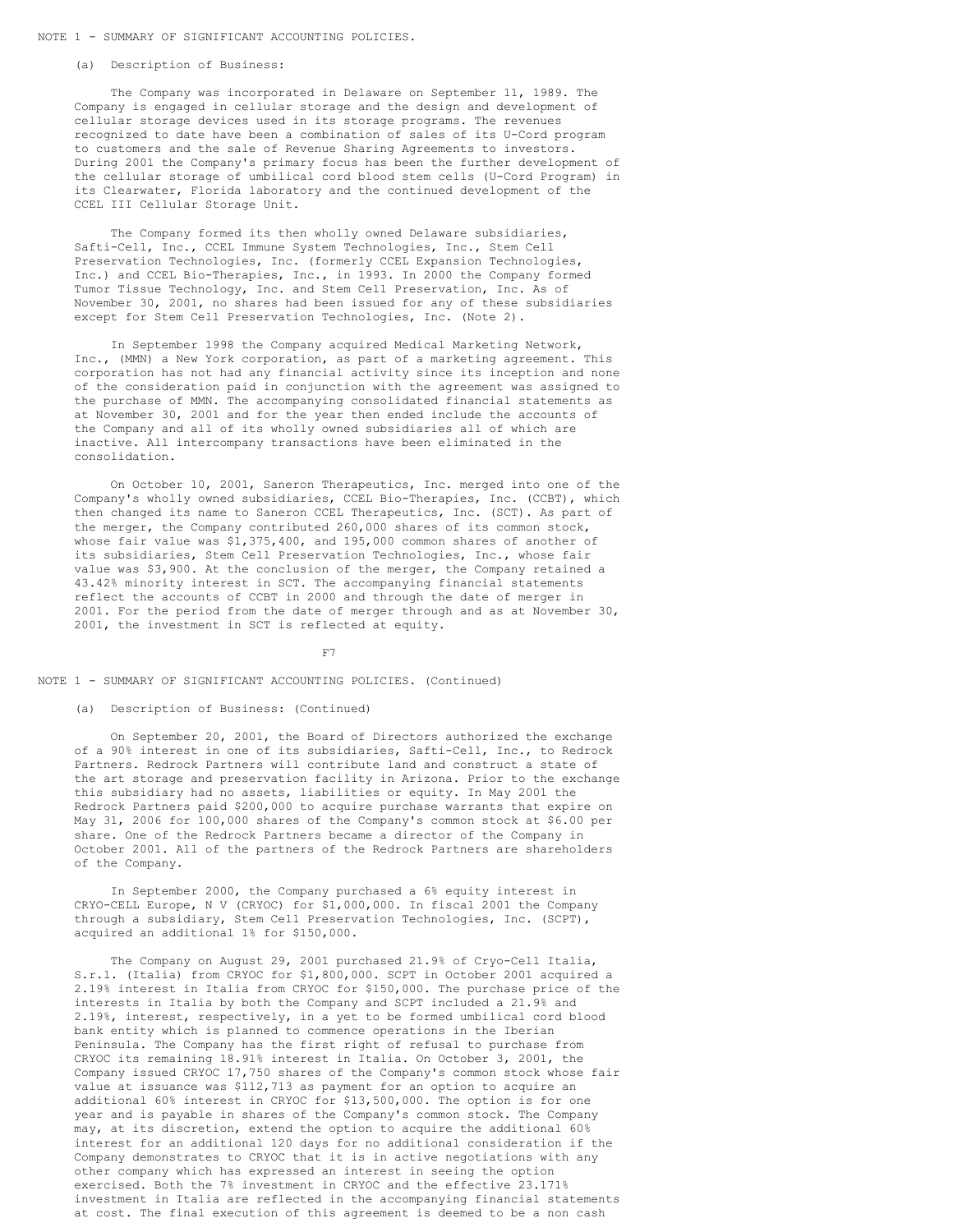NOTE 1 - SUMMARY OF SIGNIFICANT ACCOUNTING POLICIES.

(a) Description of Business:

The Company was incorporated in Delaware on September 11, 1989. The Company is engaged in cellular storage and the design and development of cellular storage devices used in its storage programs. The revenues recognized to date have been a combination of sales of its U-Cord program to customers and the sale of Revenue Sharing Agreements to investors. During 2001 the Company's primary focus has been the further development of the cellular storage of umbilical cord blood stem cells (U-Cord Program) in its Clearwater, Florida laboratory and the continued development of the CCEL III Cellular Storage Unit.

The Company formed its then wholly owned Delaware subsidiaries, Safti-Cell, Inc., CCEL Immune System Technologies, Inc., Stem Cell Preservation Technologies, Inc. (formerly CCEL Expansion Technologies, Inc.) and CCEL Bio-Therapies, Inc., in 1993. In 2000 the Company formed Tumor Tissue Technology, Inc. and Stem Cell Preservation, Inc. As of November 30, 2001, no shares had been issued for any of these subsidiaries except for Stem Cell Preservation Technologies, Inc. (Note 2).

In September 1998 the Company acquired Medical Marketing Network, Inc., (MMN) a New York corporation, as part of a marketing agreement. This corporation has not had any financial activity since its inception and none of the consideration paid in conjunction with the agreement was assigned to the purchase of MMN. The accompanying consolidated financial statements as at November 30, 2001 and for the year then ended include the accounts of the Company and all of its wholly owned subsidiaries all of which are inactive. All intercompany transactions have been eliminated in the consolidation.

On October 10, 2001, Saneron Therapeutics, Inc. merged into one of the Company's wholly owned subsidiaries, CCEL Bio-Therapies, Inc. (CCBT), which then changed its name to Saneron CCEL Therapeutics, Inc. (SCT). As part of the merger, the Company contributed 260,000 shares of its common stock, whose fair value was $1,375,400, and 195,000 common shares of another of its subsidiaries, Stem Cell Preservation Technologies, Inc., whose fair value was $3,900. At the conclusion of the merger, the Company retained a 43.42% minority interest in SCT. The accompanying financial statements reflect the accounts of CCBT in 2000 and through the date of merger in 2001. For the period from the date of merger through and as at November 30, 2001, the investment in SCT is reflected at equity.

NOTE 1 - SUMMARY OF SIGNIFICANT ACCOUNTING POLICIES. (Continued)

(a) Description of Business: (Continued)

On September 20, 2001, the Board of Directors authorized the exchange of a 90% interest in one of its subsidiaries, Safti-Cell, Inc., to Redrock Partners. Redrock Partners will contribute land and construct a state of the art storage and preservation facility in Arizona. Prior to the exchange this subsidiary had no assets, liabilities or equity. In May 2001 the Redrock Partners paid $200,000 to acquire purchase warrants that expire on May 31, 2006 for 100,000 shares of the Company's common stock at $6.00 per share. One of the Redrock Partners became a director of the Company in October 2001. All of the partners of the Redrock Partners are shareholders of the Company.

In September 2000, the Company purchased a 6% equity interest in CRYO-CELL Europe, N V (CRYOC) for $1,000,000. In fiscal 2001 the Company through a subsidiary, Stem Cell Preservation Technologies, Inc. (SCPT), acquired an additional 1% for $150,000.

The Company on August 29, 2001 purchased 21.9% of Cryo-Cell Italia, S.r.l. (Italia) from CRYOC for $1,800,000. SCPT in October 2001 acquired a 2.19% interest in Italia from CRYOC for $150,000. The purchase price of the interests in Italia by both the Company and SCPT included a 21.9% and 2.19%, interest, respectively, in a yet to be formed umbilical cord blood bank entity which is planned to commence operations in the Iberian Peninsula. The Company has the first right of refusal to purchase from CRYOC its remaining 18.91% interest in Italia. On October 3, 2001, the Company issued CRYOC 17,750 shares of the Company's common stock whose fair value at issuance was $112,713 as payment for an option to acquire an additional 60% interest in CRYOC for $13,500,000. The option is for one year and is payable in shares of the Company's common stock. The Company may, at its discretion, extend the option to acquire the additional 60% interest for an additional 120 days for no additional consideration if the Company demonstrates to CRYOC that it is in active negotiations with any other company which has expressed an interest in seeing the option exercised. Both the 7% investment in CRYOC and the effective 23.171% investment in Italia are reflected in the accompanying financial statements at cost. The final execution of this agreement is deemed to be a non cash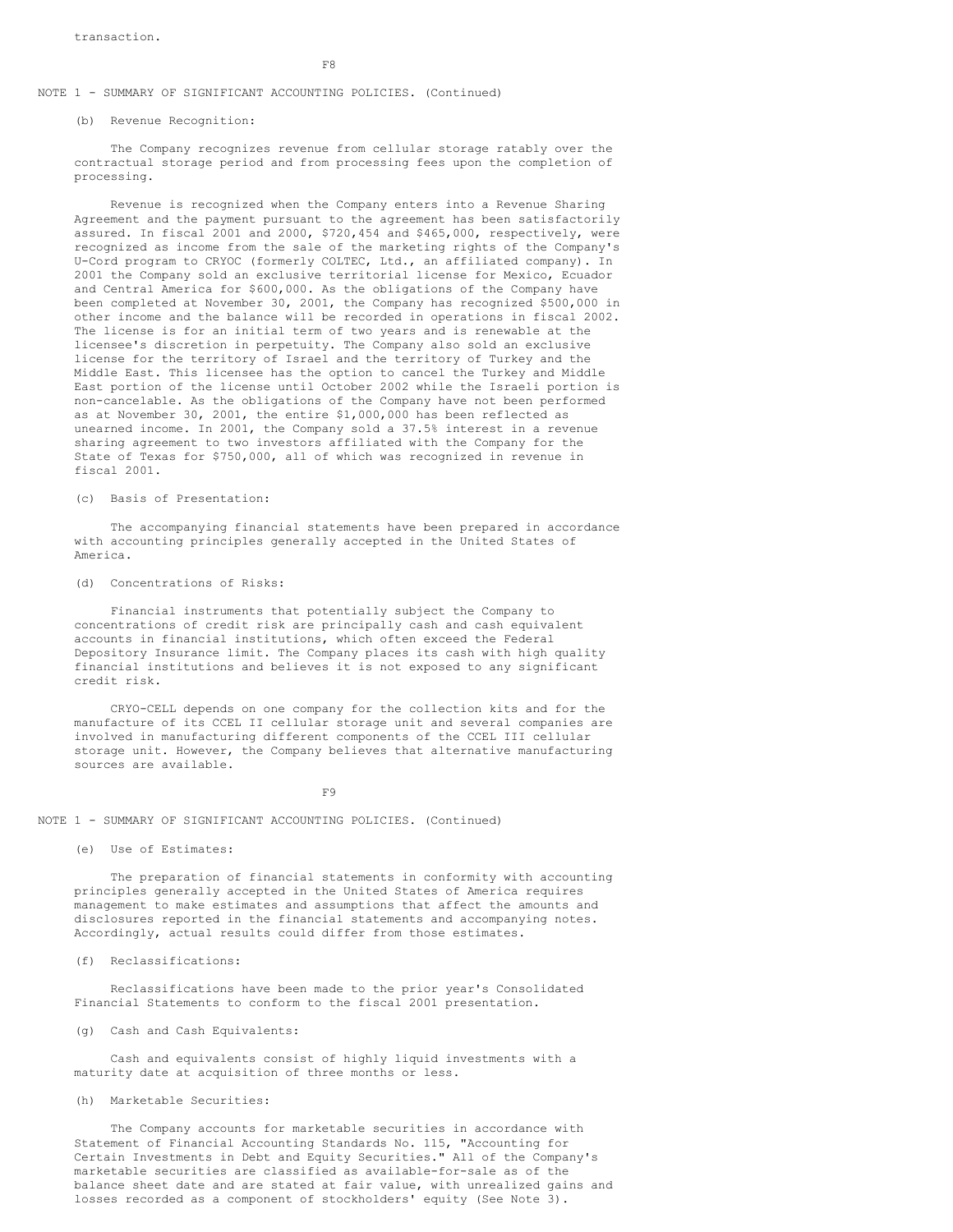transaction.

NOTE 1 - SUMMARY OF SIGNIFICANT ACCOUNTING POLICIES. (Continued)

(b) Revenue Recognition:

The Company recognizes revenue from cellular storage ratably over the contractual storage period and from processing fees upon the completion of processing.

Revenue is recognized when the Company enters into a Revenue Sharing Agreement and the payment pursuant to the agreement has been satisfactorily assured. In fiscal 2001 and 2000, $720,454 and $465,000, respectively, were recognized as income from the sale of the marketing rights of the Company's U-Cord program to CRYOC (formerly COLTEC, Ltd., an affiliated company). In 2001 the Company sold an exclusive territorial license for Mexico, Ecuador and Central America for $600,000. As the obligations of the Company have been completed at November 30, 2001, the Company has recognized $500,000 in other income and the balance will be recorded in operations in fiscal 2002. The license is for an initial term of two years and is renewable at the licensee's discretion in perpetuity. The Company also sold an exclusive license for the territory of Israel and the territory of Turkey and the Middle East. This licensee has the option to cancel the Turkey and Middle East portion of the license until October 2002 while the Israeli portion is non-cancelable. As the obligations of the Company have not been performed as at November 30, 2001, the entire $1,000,000 has been reflected as unearned income. In 2001, the Company sold a 37.5% interest in a revenue sharing agreement to two investors affiliated with the Company for the State of Texas for $750,000, all of which was recognized in revenue in fiscal 2001.

(c) Basis of Presentation:

The accompanying financial statements have been prepared in accordance with accounting principles generally accepted in the United States of America.

(d) Concentrations of Risks:

Financial instruments that potentially subject the Company to concentrations of credit risk are principally cash and cash equivalent accounts in financial institutions, which often exceed the Federal Depository Insurance limit. The Company places its cash with high quality financial institutions and believes it is not exposed to any significant credit risk.

CRYO-CELL depends on one company for the collection kits and for the manufacture of its CCEL II cellular storage unit and several companies are involved in manufacturing different components of the CCEL III cellular storage unit. However, the Company believes that alternative manufacturing sources are available.

NOTE 1 - SUMMARY OF SIGNIFICANT ACCOUNTING POLICIES. (Continued)

(e) Use of Estimates:

The preparation of financial statements in conformity with accounting principles generally accepted in the United States of America requires management to make estimates and assumptions that affect the amounts and disclosures reported in the financial statements and accompanying notes. Accordingly, actual results could differ from those estimates.

(f) Reclassifications:

Reclassifications have been made to the prior year's Consolidated Financial Statements to conform to the fiscal 2001 presentation.

(g) Cash and Cash Equivalents:

Cash and equivalents consist of highly liquid investments with a maturity date at acquisition of three months or less.

(h) Marketable Securities:

The Company accounts for marketable securities in accordance with Statement of Financial Accounting Standards No. 115, "Accounting for Certain Investments in Debt and Equity Securities." All of the Company's marketable securities are classified as available-for-sale as of the balance sheet date and are stated at fair value, with unrealized gains and losses recorded as a component of stockholders' equity (See Note 3).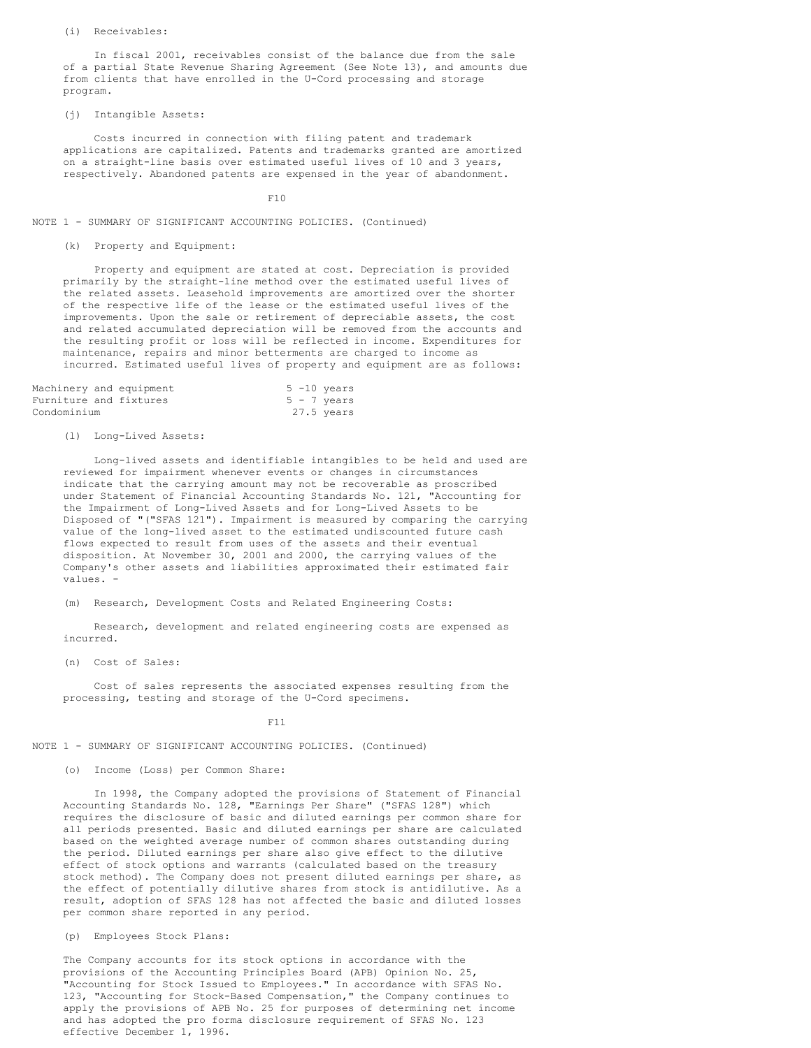(i) Receivables:

In fiscal 2001, receivables consist of the balance due from the sale of a partial State Revenue Sharing Agreement (See Note 13), and amounts due from clients that have enrolled in the U-Cord processing and storage program.

(j) Intangible Assets:

Costs incurred in connection with filing patent and trademark applications are capitalized. Patents and trademarks granted are amortized on a straight-line basis over estimated useful lives of 10 and 3 years, respectively. Abandoned patents are expensed in the year of abandonment.

NOTE 1 - SUMMARY OF SIGNIFICANT ACCOUNTING POLICIES. (Continued)

(k) Property and Equipment:

Property and equipment are stated at cost. Depreciation is provided primarily by the straight-line method over the estimated useful lives of the related assets. Leasehold improvements are amortized over the shorter of the respective life of the lease or the estimated useful lives of the improvements. Upon the sale or retirement of depreciable assets, the cost and related accumulated depreciation will be removed from the accounts and the resulting profit or loss will be reflected in income. Expenditures for maintenance, repairs and minor betterments are charged to income as incurred. Estimated useful lives of property and equipment are as follows:

| | |
|---|---|
| Machinery and equipment | 5 -10 years |
| Furniture and fixtures | 5 - 7 years |
| Condominium | 27.5 years |

(l) Long-Lived Assets:

Long-lived assets and identifiable intangibles to be held and used are reviewed for impairment whenever events or changes in circumstances indicate that the carrying amount may not be recoverable as proscribed under Statement of Financial Accounting Standards No. 121, "Accounting for the Impairment of Long-Lived Assets and for Long-Lived Assets to be Disposed of "("SFAS 121"). Impairment is measured by comparing the carrying value of the long-lived asset to the estimated undiscounted future cash flows expected to result from uses of the assets and their eventual disposition. At November 30, 2001 and 2000, the carrying values of the Company's other assets and liabilities approximated their estimated fair values. -

(m) Research, Development Costs and Related Engineering Costs:

Research, development and related engineering costs are expensed as incurred.

(n) Cost of Sales:

Cost of sales represents the associated expenses resulting from the processing, testing and storage of the U-Cord specimens.

NOTE 1 - SUMMARY OF SIGNIFICANT ACCOUNTING POLICIES. (Continued)

(o) Income (Loss) per Common Share:

In 1998, the Company adopted the provisions of Statement of Financial Accounting Standards No. 128, "Earnings Per Share" ("SFAS 128") which requires the disclosure of basic and diluted earnings per common share for all periods presented. Basic and diluted earnings per share are calculated based on the weighted average number of common shares outstanding during the period. Diluted earnings per share also give effect to the dilutive effect of stock options and warrants (calculated based on the treasury stock method). The Company does not present diluted earnings per share, as the effect of potentially dilutive shares from stock is antidilutive. As a result, adoption of SFAS 128 has not affected the basic and diluted losses per common share reported in any period.

(p) Employees Stock Plans:

The Company accounts for its stock options in accordance with the provisions of the Accounting Principles Board (APB) Opinion No. 25, "Accounting for Stock Issued to Employees." In accordance with SFAS No. 123, "Accounting for Stock-Based Compensation," the Company continues to apply the provisions of APB No. 25 for purposes of determining net income and has adopted the pro forma disclosure requirement of SFAS No. 123 effective December 1, 1996.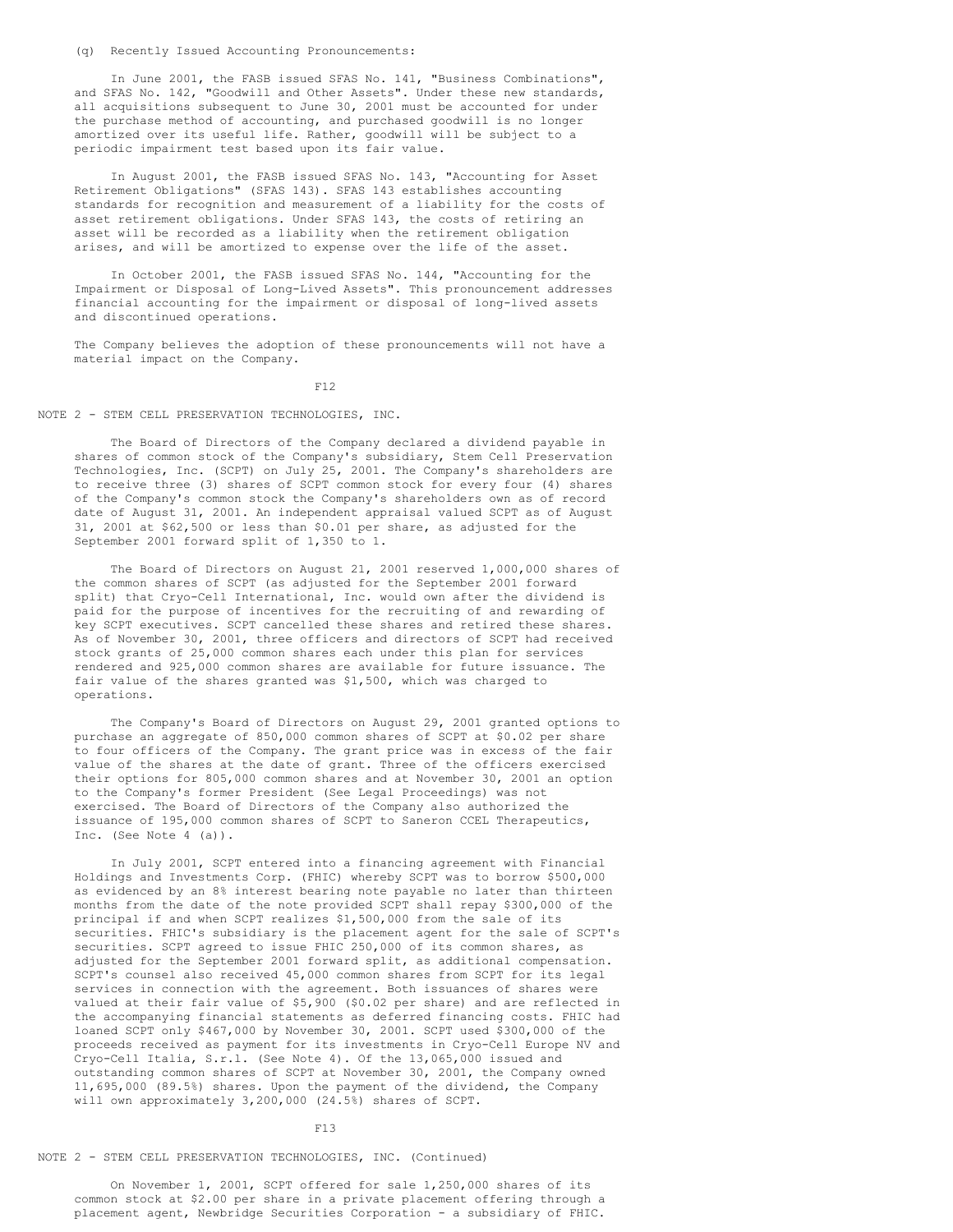(q) Recently Issued Accounting Pronouncements:

In June 2001, the FASB issued SFAS No. 141, "Business Combinations", and SFAS No. 142, "Goodwill and Other Assets". Under these new standards, all acquisitions subsequent to June 30, 2001 must be accounted for under the purchase method of accounting, and purchased goodwill is no longer amortized over its useful life. Rather, goodwill will be subject to a periodic impairment test based upon its fair value.

In August 2001, the FASB issued SFAS No. 143, "Accounting for Asset Retirement Obligations" (SFAS 143). SFAS 143 establishes accounting standards for recognition and measurement of a liability for the costs of asset retirement obligations. Under SFAS 143, the costs of retiring an asset will be recorded as a liability when the retirement obligation arises, and will be amortized to expense over the life of the asset.

In October 2001, the FASB issued SFAS No. 144, "Accounting for the Impairment or Disposal of Long-Lived Assets". This pronouncement addresses financial accounting for the impairment or disposal of long-lived assets and discontinued operations.

The Company believes the adoption of these pronouncements will not have a material impact on the Company.

## NOTE 2 - STEM CELL PRESERVATION TECHNOLOGIES, INC.

The Board of Directors of the Company declared a dividend payable in shares of common stock of the Company's subsidiary, Stem Cell Preservation Technologies, Inc. (SCPT) on July 25, 2001. The Company's shareholders are to receive three (3) shares of SCPT common stock for every four (4) shares of the Company's common stock the Company's shareholders own as of record date of August 31, 2001. An independent appraisal valued SCPT as of August 31, 2001 at $62,500 or less than $0.01 per share, as adjusted for the September 2001 forward split of 1,350 to 1.

The Board of Directors on August 21, 2001 reserved 1,000,000 shares of the common shares of SCPT (as adjusted for the September 2001 forward split) that Cryo-Cell International, Inc. would own after the dividend is paid for the purpose of incentives for the recruiting of and rewarding of key SCPT executives. SCPT cancelled these shares and retired these shares. As of November 30, 2001, three officers and directors of SCPT had received stock grants of 25,000 common shares each under this plan for services rendered and 925,000 common shares are available for future issuance. The fair value of the shares granted was $1,500, which was charged to operations.

The Company's Board of Directors on August 29, 2001 granted options to purchase an aggregate of 850,000 common shares of SCPT at $0.02 per share to four officers of the Company. The grant price was in excess of the fair value of the shares at the date of grant. Three of the officers exercised their options for 805,000 common shares and at November 30, 2001 an option to the Company's former President (See Legal Proceedings) was not exercised. The Board of Directors of the Company also authorized the issuance of 195,000 common shares of SCPT to Saneron CCEL Therapeutics, Inc. (See Note 4 (a)).

In July 2001, SCPT entered into a financing agreement with Financial Holdings and Investments Corp. (FHIC) whereby SCPT was to borrow $500,000 as evidenced by an 8% interest bearing note payable no later than thirteen months from the date of the note provided SCPT shall repay $300,000 of the principal if and when SCPT realizes $1,500,000 from the sale of its securities. FHIC's subsidiary is the placement agent for the sale of SCPT's securities. SCPT agreed to issue FHIC 250,000 of its common shares, as adjusted for the September 2001 forward split, as additional compensation. SCPT's counsel also received 45,000 common shares from SCPT for its legal services in connection with the agreement. Both issuances of shares were valued at their fair value of $5,900 ($0.02 per share) and are reflected in the accompanying financial statements as deferred financing costs. FHIC had loaned SCPT only $467,000 by November 30, 2001. SCPT used $300,000 of the proceeds received as payment for its investments in Cryo-Cell Europe NV and Cryo-Cell Italia, S.r.l. (See Note 4). Of the 13,065,000 issued and outstanding common shares of SCPT at November 30, 2001, the Company owned 11,695,000 (89.5%) shares. Upon the payment of the dividend, the Company will own approximately 3,200,000 (24.5%) shares of SCPT.

## NOTE 2 - STEM CELL PRESERVATION TECHNOLOGIES, INC. (Continued)

On November 1, 2001, SCPT offered for sale 1,250,000 shares of its common stock at $2.00 per share in a private placement offering through a placement agent, Newbridge Securities Corporation - a subsidiary of FHIC.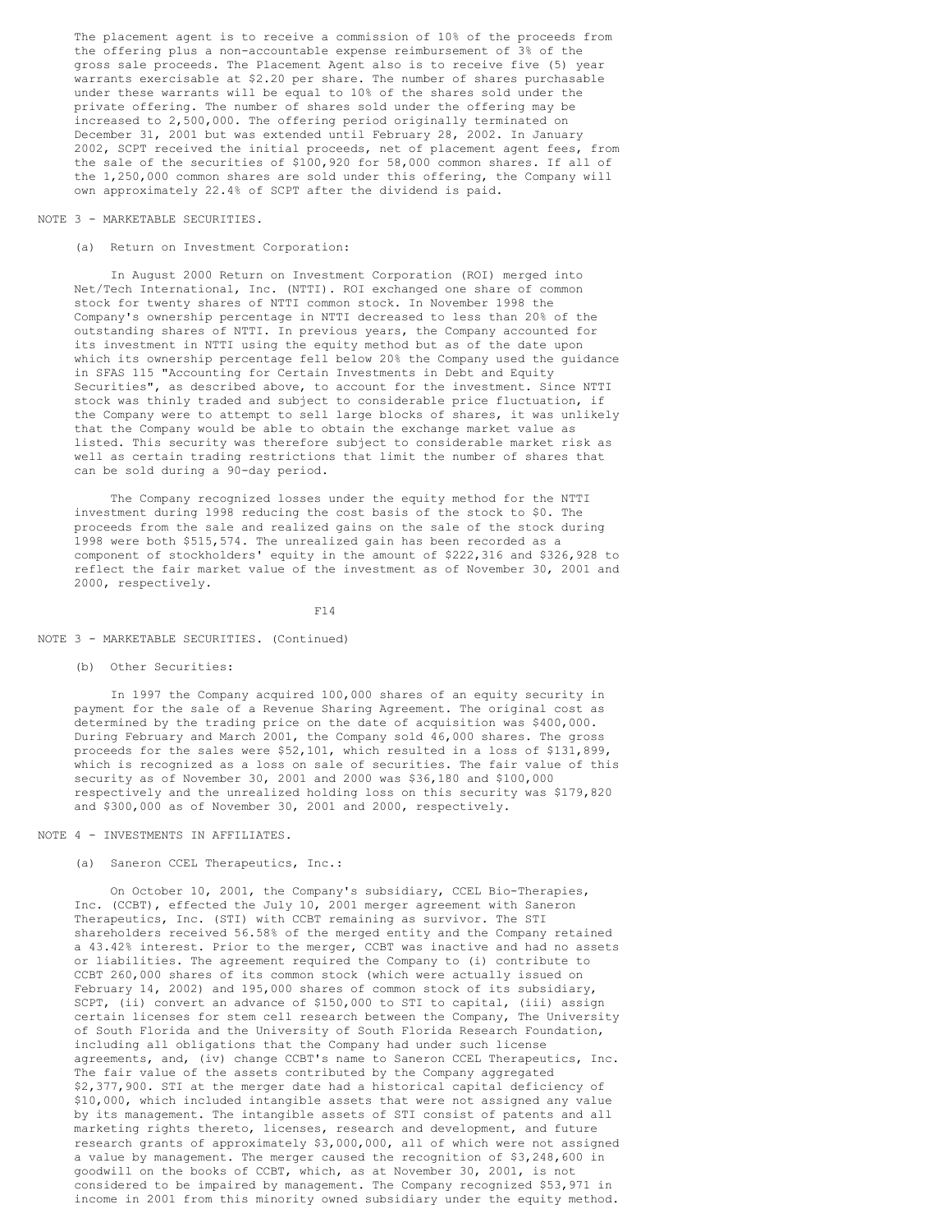The placement agent is to receive a commission of 10% of the proceeds from the offering plus a non-accountable expense reimbursement of 3% of the gross sale proceeds. The Placement Agent also is to receive five (5) year warrants exercisable at $2.20 per share. The number of shares purchasable under these warrants will be equal to 10% of the shares sold under the private offering. The number of shares sold under the offering may be increased to 2,500,000. The offering period originally terminated on December 31, 2001 but was extended until February 28, 2002. In January 2002, SCPT received the initial proceeds, net of placement agent fees, from the sale of the securities of $100,920 for 58,000 common shares. If all of the 1,250,000 common shares are sold under this offering, the Company will own approximately 22.4% of SCPT after the dividend is paid.

## NOTE 3 - MARKETABLE SECURITIES.

(a) Return on Investment Corporation:

In August 2000 Return on Investment Corporation (ROI) merged into Net/Tech International, Inc. (NTTI). ROI exchanged one share of common stock for twenty shares of NTTI common stock. In November 1998 the Company's ownership percentage in NTTI decreased to less than 20% of the outstanding shares of NTTI. In previous years, the Company accounted for its investment in NTTI using the equity method but as of the date upon which its ownership percentage fell below 20% the Company used the guidance in SFAS 115 "Accounting for Certain Investments in Debt and Equity Securities", as described above, to account for the investment. Since NTTI stock was thinly traded and subject to considerable price fluctuation, if the Company were to attempt to sell large blocks of shares, it was unlikely that the Company would be able to obtain the exchange market value as listed. This security was therefore subject to considerable market risk as well as certain trading restrictions that limit the number of shares that can be sold during a 90-day period.

The Company recognized losses under the equity method for the NTTI investment during 1998 reducing the cost basis of the stock to $0. The proceeds from the sale and realized gains on the sale of the stock during 1998 were both $515,574. The unrealized gain has been recorded as a component of stockholders' equity in the amount of $222,316 and $326,928 to reflect the fair market value of the investment as of November 30, 2001 and 2000, respectively.

## NOTE 3 - MARKETABLE SECURITIES. (Continued)

(b) Other Securities:

In 1997 the Company acquired 100,000 shares of an equity security in payment for the sale of a Revenue Sharing Agreement. The original cost as determined by the trading price on the date of acquisition was $400,000. During February and March 2001, the Company sold 46,000 shares. The gross proceeds for the sales were $52,101, which resulted in a loss of $131,899, which is recognized as a loss on sale of securities. The fair value of this security as of November 30, 2001 and 2000 was $36,180 and $100,000 respectively and the unrealized holding loss on this security was $179,820 and $300,000 as of November 30, 2001 and 2000, respectively.

## NOTE 4 - INVESTMENTS IN AFFILIATES.

(a) Saneron CCEL Therapeutics, Inc.:

On October 10, 2001, the Company's subsidiary, CCEL Bio-Therapies, Inc. (CCBT), effected the July 10, 2001 merger agreement with Saneron Therapeutics, Inc. (STI) with CCBT remaining as survivor. The STI shareholders received 56.58% of the merged entity and the Company retained a 43.42% interest. Prior to the merger, CCBT was inactive and had no assets or liabilities. The agreement required the Company to (i) contribute to CCBT 260,000 shares of its common stock (which were actually issued on February 14, 2002) and 195,000 shares of common stock of its subsidiary, SCPT, (ii) convert an advance of $150,000 to STI to capital, (iii) assign certain licenses for stem cell research between the Company, The University of South Florida and the University of South Florida Research Foundation, including all obligations that the Company had under such license agreements, and, (iv) change CCBT's name to Saneron CCEL Therapeutics, Inc. The fair value of the assets contributed by the Company aggregated $2,377,900. STI at the merger date had a historical capital deficiency of $10,000, which included intangible assets that were not assigned any value by its management. The intangible assets of STI consist of patents and all marketing rights thereto, licenses, research and development, and future research grants of approximately $3,000,000, all of which were not assigned a value by management. The merger caused the recognition of $3,248,600 in goodwill on the books of CCBT, which, as at November 30, 2001, is not considered to be impaired by management. The Company recognized $53,971 in income in 2001 from this minority owned subsidiary under the equity method.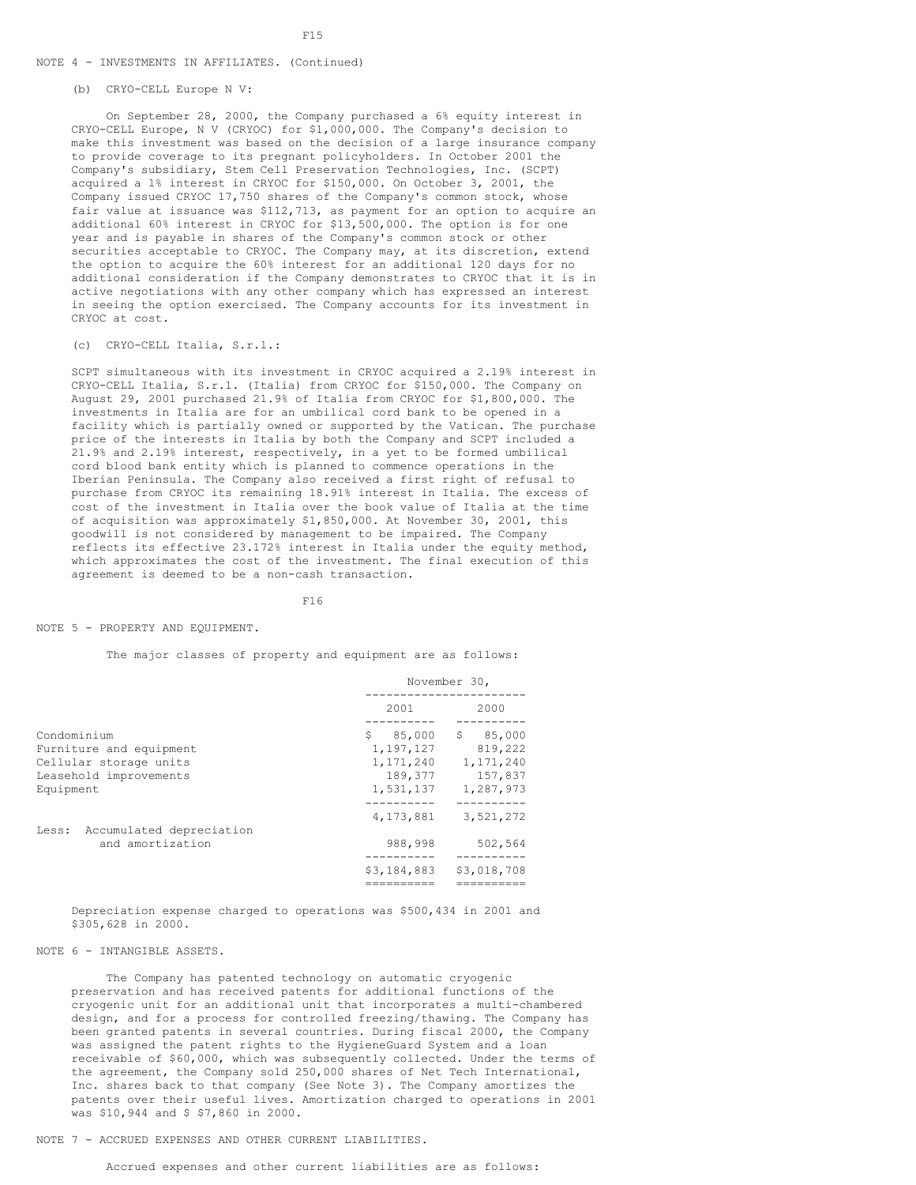## NOTE 4 - INVESTMENTS IN AFFILIATES. (Continued)

(b) CRYO-CELL Europe N V:

On September 28, 2000, the Company purchased a 6% equity interest in CRYO-CELL Europe, N V (CRYOC) for $1,000,000. The Company's decision to make this investment was based on the decision of a large insurance company to provide coverage to its pregnant policyholders. In October 2001 the Company's subsidiary, Stem Cell Preservation Technologies, Inc. (SCPT) acquired a 1% interest in CRYOC for $150,000. On October 3, 2001, the Company issued CRYOC 17,750 shares of the Company's common stock, whose fair value at issuance was $112,713, as payment for an option to acquire an additional 60% interest in CRYOC for $13,500,000. The option is for one year and is payable in shares of the Company's common stock or other securities acceptable to CRYOC. The Company may, at its discretion, extend the option to acquire the 60% interest for an additional 120 days for no additional consideration if the Company demonstrates to CRYOC that it is in active negotiations with any other company which has expressed an interest in seeing the option exercised. The Company accounts for its investment in CRYOC at cost.

(c) CRYO-CELL Italia, S.r.l.:

SCPT simultaneous with its investment in CRYOC acquired a 2.19% interest in CRYO-CELL Italia, S.r.l. (Italia) from CRYOC for $150,000. The Company on August 29, 2001 purchased 21.9% of Italia from CRYOC for $1,800,000. The investments in Italia are for an umbilical cord bank to be opened in a facility which is partially owned or supported by the Vatican. The purchase price of the interests in Italia by both the Company and SCPT included a 21.9% and 2.19% interest, respectively, in a yet to be formed umbilical cord blood bank entity which is planned to commence operations in the Iberian Peninsula. The Company also received a first right of refusal to purchase from CRYOC its remaining 18.91% interest in Italia. The excess of cost of the investment in Italia over the book value of Italia at the time of acquisition was approximately $1,850,000. At November 30, 2001, this goodwill is not considered by management to be impaired. The Company reflects its effective 23.172% interest in Italia under the equity method, which approximates the cost of the investment. The final execution of this agreement is deemed to be a non-cash transaction.

## NOTE 5 - PROPERTY AND EQUIPMENT.

The major classes of property and equipment are as follows:

| | November 30, 2001 | November 30, 2000 |
|---|---|---|
| Condominium | $ 85,000 | $ 85,000 |
| Furniture and equipment | 1,197,127 | 819,222 |
| Cellular storage units | 1,171,240 | 1,171,240 |
| Leasehold improvements | 189,377 | 157,837 |
| Equipment | 1,531,137 | 1,287,973 |
| | 4,173,881 | 3,521,272 |
| Less: Accumulated depreciation and amortization | 988,998 | 502,564 |
| | $3,184,883 | $3,018,708 |

Depreciation expense charged to operations was $500,434 in 2001 and $305,628 in 2000.

## NOTE 6 - INTANGIBLE ASSETS.

The Company has patented technology on automatic cryogenic preservation and has received patents for additional functions of the cryogenic unit for an additional unit that incorporates a multi-chambered design, and for a process for controlled freezing/thawing. The Company has been granted patents in several countries. During fiscal 2000, the Company was assigned the patent rights to the HygieneGuard System and a loan receivable of $60,000, which was subsequently collected. Under the terms of the agreement, the Company sold 250,000 shares of Net Tech International, Inc. shares back to that company (See Note 3). The Company amortizes the patents over their useful lives. Amortization charged to operations in 2001 was $10,944 and $ $7,860 in 2000.

## NOTE 7 - ACCRUED EXPENSES AND OTHER CURRENT LIABILITIES.

Accrued expenses and other current liabilities are as follows: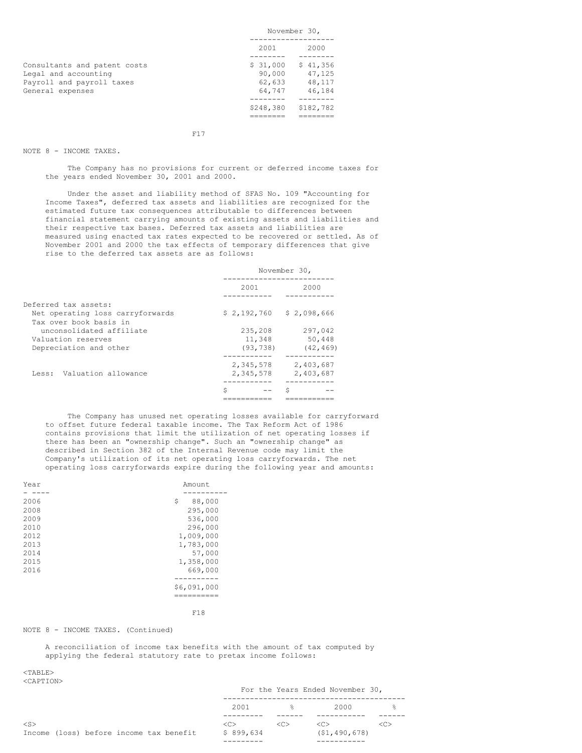| | November 30, | |
|---|---|---|
| | 2001 | 2000 |
| Consultants and patent costs | $ 31,000 | $ 41,356 |
| Legal and accounting | 90,000 | 47,125 |
| Payroll and payroll taxes | 62,633 | 48,117 |
| General expenses | 64,747 | 46,184 |
| | $248,380 | $182,782 |

NOTE 8 - INCOME TAXES.

The Company has no provisions for current or deferred income taxes for the years ended November 30, 2001 and 2000.

Under the asset and liability method of SFAS No. 109 "Accounting for Income Taxes", deferred tax assets and liabilities are recognized for the estimated future tax consequences attributable to differences between financial statement carrying amounts of existing assets and liabilities and their respective tax bases. Deferred tax assets and liabilities are measured using enacted tax rates expected to be recovered or settled. As of November 2001 and 2000 the tax effects of temporary differences that give rise to the deferred tax assets are as follows:

| | November 30, | |
|---|---|---|
| | 2001 | 2000 |
| Deferred tax assets: | | |
| Net operating loss carryforwards | $ 2,192,760 | $ 2,098,666 |
| Tax over book basis in unconsolidated affiliate | 235,208 | 297,042 |
| Valuation reserves | 11,348 | 50,448 |
| Depreciation and other | (93,738) | (42,469) |
| | 2,345,578 | 2,403,687 |
| Less: Valuation allowance | 2,345,578 | 2,403,687 |
| | $ -- | $ -- |

The Company has unused net operating losses available for carryforward to offset future federal taxable income. The Tax Reform Act of 1986 contains provisions that limit the utilization of net operating losses if there has been an "ownership change". Such an "ownership change" as described in Section 382 of the Internal Revenue code may limit the Company's utilization of its net operating loss carryforwards. The net operating loss carryforwards expire during the following year and amounts:

| Year | Amount |
|---|---|
| 2006 | $ 88,000 |
| 2008 | 295,000 |
| 2009 | 536,000 |
| 2010 | 296,000 |
| 2012 | 1,009,000 |
| 2013 | 1,783,000 |
| 2014 | 57,000 |
| 2015 | 1,358,000 |
| 2016 | 669,000 |
| | $6,091,000 |

NOTE 8 - INCOME TAXES. (Continued)

A reconciliation of income tax benefits with the amount of tax computed by applying the federal statutory rate to pretax income follows:

| | For the Years Ended November 30, | | | |
|---|---|---|---|---|
| | 2001 | % | 2000 | % |
| Income (loss) before income tax benefit | $ 899,634 | | ($1,490,678) | |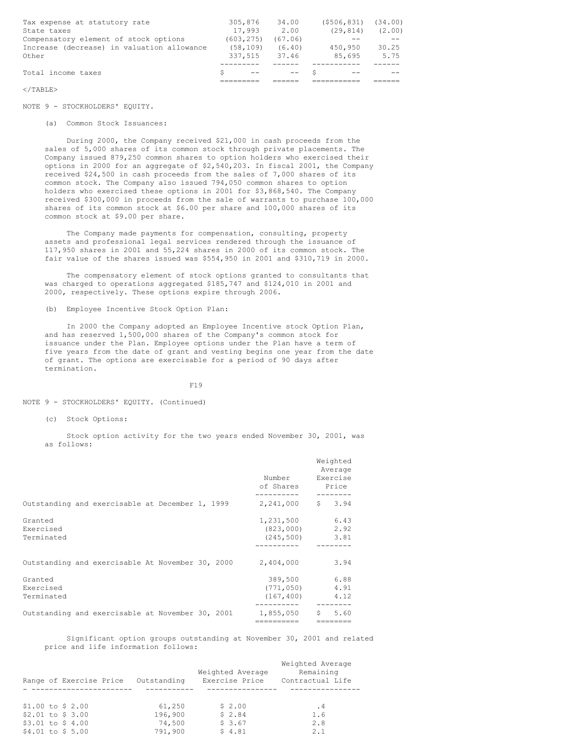| | | | | |
|---|---|---|---|---|
| Tax expense at statutory rate | 305,876 | 34.00 | ($506,831) | (34.00) |
| State taxes | 17,993 | 2.00 | (29,814) | (2.00) |
| Compensatory element of stock options | (603,275) | (67.06) | -- | -- |
| Increase (decrease) in valuation allowance | (58,109) | (6.40) | 450,950 | 30.25 |
| Other | 337,515 | 37.46 | 85,695 | 5.75 |
| Total income taxes | $ -- | -- | $ -- | -- |

</TABLE>

NOTE 9 - STOCKHOLDERS' EQUITY.

(a) Common Stock Issuances:

During 2000, the Company received $21,000 in cash proceeds from the sales of 5,000 shares of its common stock through private placements. The Company issued 879,250 common shares to option holders who exercised their options in 2000 for an aggregate of $2,540,203. In fiscal 2001, the Company received $24,500 in cash proceeds from the sales of 7,000 shares of its common stock. The Company also issued 794,050 common shares to option holders who exercised these options in 2001 for $3,868,540. The Company received $300,000 in proceeds from the sale of warrants to purchase 100,000 shares of its common stock at $6.00 per share and 100,000 shares of its common stock at $9.00 per share.

The Company made payments for compensation, consulting, property assets and professional legal services rendered through the issuance of 117,950 shares in 2001 and 55,224 shares in 2000 of its common stock. The fair value of the shares issued was $554,950 in 2001 and $310,719 in 2000.

The compensatory element of stock options granted to consultants that was charged to operations aggregated $185,747 and $124,010 in 2001 and 2000, respectively. These options expire through 2006.

(b) Employee Incentive Stock Option Plan:

In 2000 the Company adopted an Employee Incentive stock Option Plan, and has reserved 1,500,000 shares of the Company's common stock for issuance under the Plan. Employee options under the Plan have a term of five years from the date of grant and vesting begins one year from the date of grant. The options are exercisable for a period of 90 days after termination.

NOTE 9 - STOCKHOLDERS' EQUITY. (Continued)

(c) Stock Options:

Stock option activity for the two years ended November 30, 2001, was as follows:

| | Number of Shares | Weighted Average Exercise Price |
|---|---|---|
| Outstanding and exercisable at December 1, 1999 | 2,241,000 | $ 3.94 |
| Granted | 1,231,500 | 6.43 |
| Exercised | (823,000) | 2.92 |
| Terminated | (245,500) | 3.81 |
| Outstanding and exercisable At November 30, 2000 | 2,404,000 | 3.94 |
| Granted | 389,500 | 6.88 |
| Exercised | (771,050) | 4.91 |
| Terminated | (167,400) | 4.12 |
| Outstanding and exercisable at November 30, 2001 | 1,855,050 | $ 5.60 |

Significant option groups outstanding at November 30, 2001 and related price and life information follows:

| Range of Exercise Price | Outstanding | Weighted Average Exercise Price | Weighted Average Remaining Contractual Life |
|---|---|---|---|
| $1.00 to $ 2.00 | 61,250 | $ 2.00 | .4 |
| $2.01 to $ 3.00 | 196,900 | $ 2.84 | 1.6 |
| $3.01 to $ 4.00 | 74,500 | $ 3.67 | 2.8 |
| $4.01 to $ 5.00 | 791,900 | $ 4.81 | 2.1 |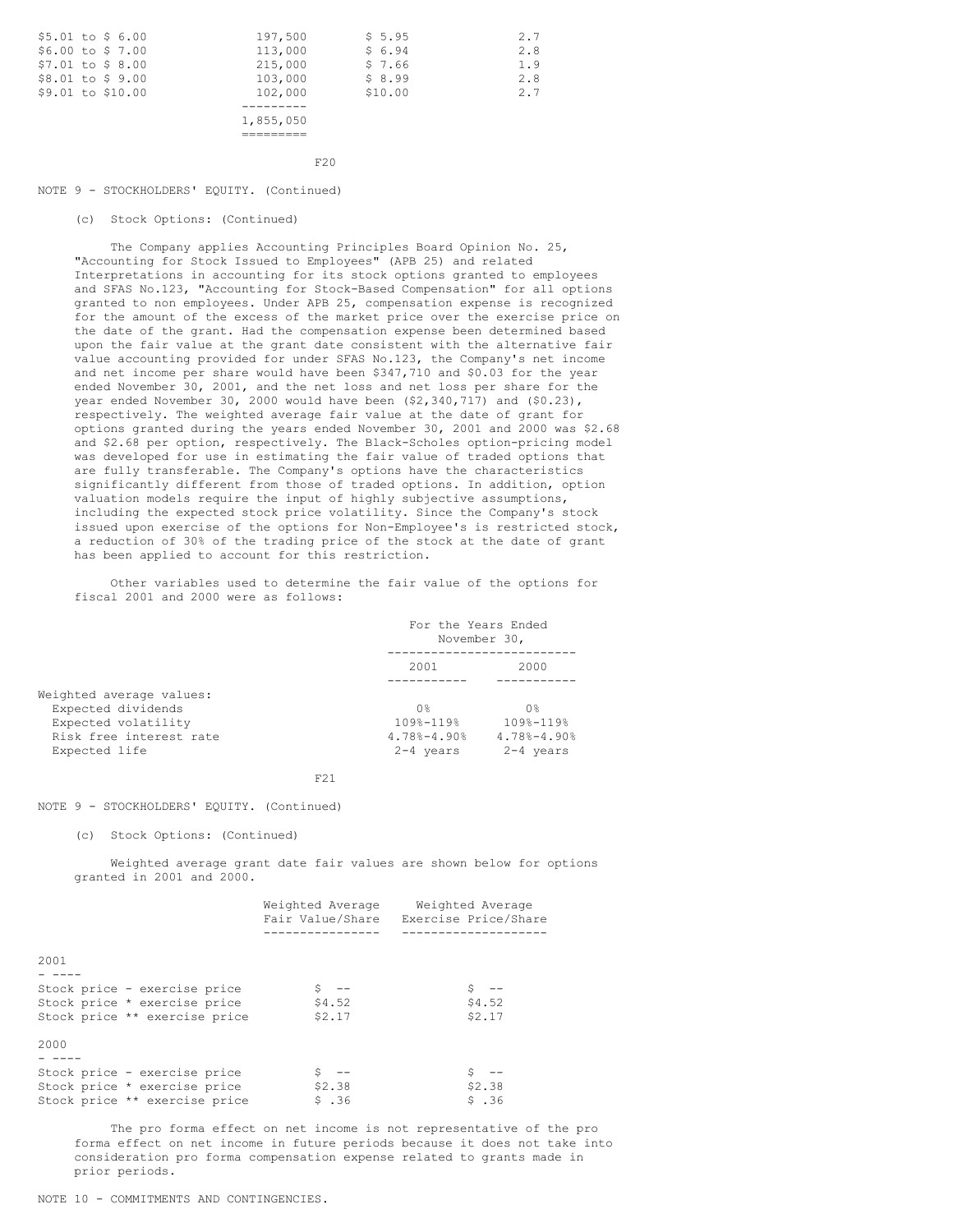| | | | |
|---|---|---|---|
| \$5.01 to \$ 6.00 | 197,500 | \$ 5.95 | 2.7 |
| \$6.00 to \$ 7.00 | 113,000 | \$ 6.94 | 2.8 |
| \$7.01 to \$ 8.00 | 215,000 | \$ 7.66 | 1.9 |
| \$8.01 to \$ 9.00 | 103,000 | \$ 8.99 | 2.8 |
| \$9.01 to \$10.00 | 102,000 | \$10.00 | 2.7 |
| | 1,855,050 | | |

NOTE 9 - STOCKHOLDERS' EQUITY. (Continued)

(c) Stock Options: (Continued)

The Company applies Accounting Principles Board Opinion No. 25, "Accounting for Stock Issued to Employees" (APB 25) and related Interpretations in accounting for its stock options granted to employees and SFAS No.123, "Accounting for Stock-Based Compensation" for all options granted to non employees. Under APB 25, compensation expense is recognized for the amount of the excess of the market price over the exercise price on the date of the grant. Had the compensation expense been determined based upon the fair value at the grant date consistent with the alternative fair value accounting provided for under SFAS No.123, the Company's net income and net income per share would have been \$347,710 and \$0.03 for the year ended November 30, 2001, and the net loss and net loss per share for the year ended November 30, 2000 would have been (\$2,340,717) and (\$0.23), respectively. The weighted average fair value at the date of grant for options granted during the years ended November 30, 2001 and 2000 was \$2.68 and \$2.68 per option, respectively. The Black-Scholes option-pricing model was developed for use in estimating the fair value of traded options that are fully transferable. The Company's options have the characteristics significantly different from those of traded options. In addition, option valuation models require the input of highly subjective assumptions, including the expected stock price volatility. Since the Company's stock issued upon exercise of the options for Non-Employee's is restricted stock, a reduction of 30% of the trading price of the stock at the date of grant has been applied to account for this restriction.

Other variables used to determine the fair value of the options for fiscal 2001 and 2000 were as follows:

| | For the Years Ended November 30, | |
|---|---|---|
| | 2001 | 2000 |
| Weighted average values: | | |
| Expected dividends | 0% | 0% |
| Expected volatility | 109%-119% | 109%-119% |
| Risk free interest rate | 4.78%-4.90% | 4.78%-4.90% |
| Expected life | 2-4 years | 2-4 years |

NOTE 9 - STOCKHOLDERS' EQUITY. (Continued)

(c) Stock Options: (Continued)

Weighted average grant date fair values are shown below for options granted in 2001 and 2000.

| | Weighted Average Fair Value/Share | Weighted Average Exercise Price/Share |
|---|---|---|
| **2001** | | |
| Stock price - exercise price | \$ -- | \$ -- |
| Stock price * exercise price | \$4.52 | \$4.52 |
| Stock price ** exercise price | \$2.17 | \$2.17 |
| **2000** | | |
| Stock price - exercise price | \$ -- | \$ -- |
| Stock price * exercise price | \$2.38 | \$2.38 |
| Stock price ** exercise price | \$ .36 | \$ .36 |

The pro forma effect on net income is not representative of the pro forma effect on net income in future periods because it does not take into consideration pro forma compensation expense related to grants made in prior periods.

NOTE 10 - COMMITMENTS AND CONTINGENCIES.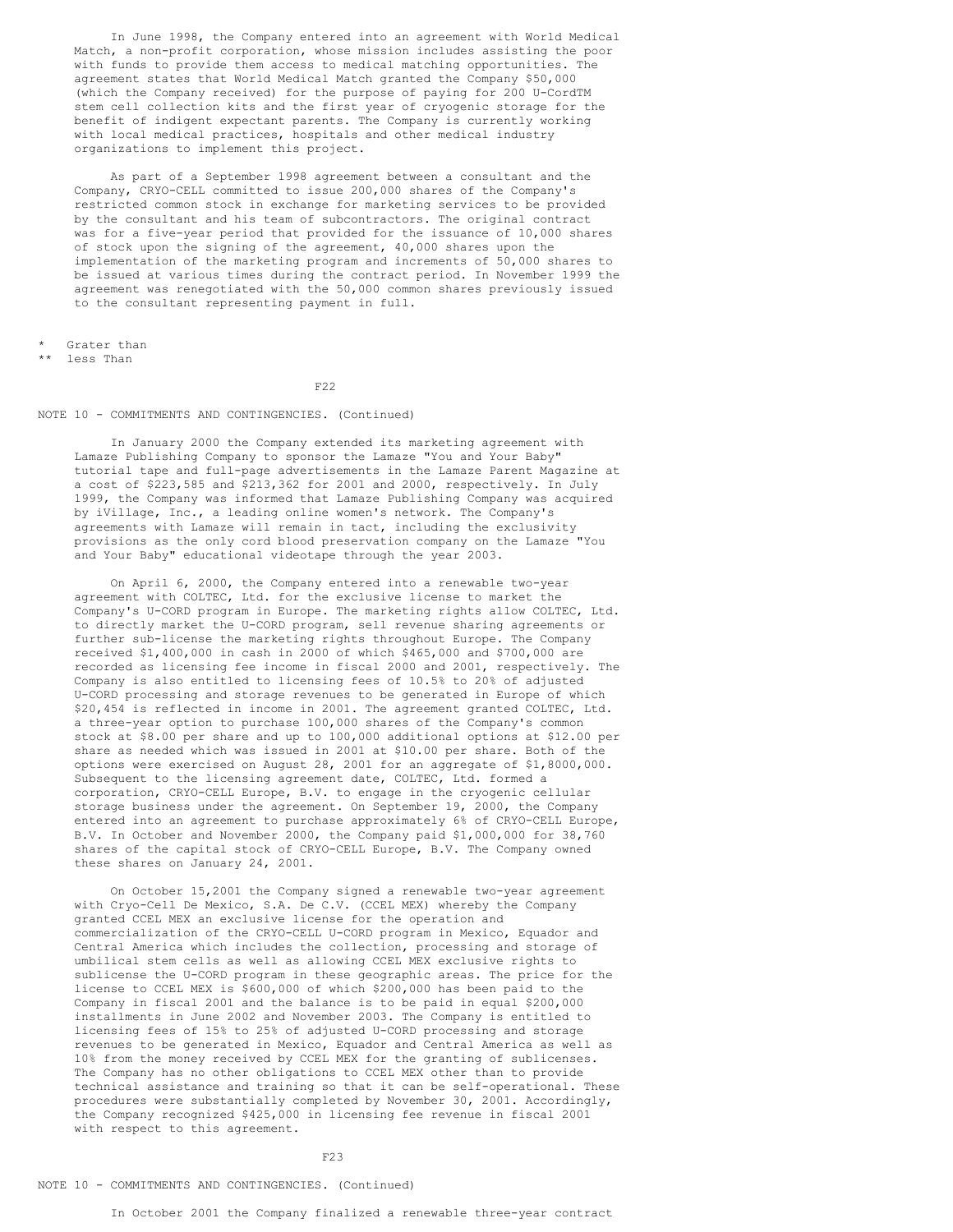In June 1998, the Company entered into an agreement with World Medical Match, a non-profit corporation, whose mission includes assisting the poor with funds to provide them access to medical matching opportunities. The agreement states that World Medical Match granted the Company $50,000 (which the Company received) for the purpose of paying for 200 U-CordTM stem cell collection kits and the first year of cryogenic storage for the benefit of indigent expectant parents. The Company is currently working with local medical practices, hospitals and other medical industry organizations to implement this project.

As part of a September 1998 agreement between a consultant and the Company, CRYO-CELL committed to issue 200,000 shares of the Company's restricted common stock in exchange for marketing services to be provided by the consultant and his team of subcontractors. The original contract was for a five-year period that provided for the issuance of 10,000 shares of stock upon the signing of the agreement, 40,000 shares upon the implementation of the marketing program and increments of 50,000 shares to be issued at various times during the contract period. In November 1999 the agreement was renegotiated with the 50,000 common shares previously issued to the consultant representing payment in full.

\* Grater than
\*\* less Than

NOTE 10 - COMMITMENTS AND CONTINGENCIES. (Continued)

In January 2000 the Company extended its marketing agreement with Lamaze Publishing Company to sponsor the Lamaze "You and Your Baby" tutorial tape and full-page advertisements in the Lamaze Parent Magazine at a cost of $223,585 and $213,362 for 2001 and 2000, respectively. In July 1999, the Company was informed that Lamaze Publishing Company was acquired by iVillage, Inc., a leading online women's network. The Company's agreements with Lamaze will remain in tact, including the exclusivity provisions as the only cord blood preservation company on the Lamaze "You and Your Baby" educational videotape through the year 2003.

On April 6, 2000, the Company entered into a renewable two-year agreement with COLTEC, Ltd. for the exclusive license to market the Company's U-CORD program in Europe. The marketing rights allow COLTEC, Ltd. to directly market the U-CORD program, sell revenue sharing agreements or further sub-license the marketing rights throughout Europe. The Company received $1,400,000 in cash in 2000 of which $465,000 and $700,000 are recorded as licensing fee income in fiscal 2000 and 2001, respectively. The Company is also entitled to licensing fees of 10.5% to 20% of adjusted U-CORD processing and storage revenues to be generated in Europe of which $20,454 is reflected in income in 2001. The agreement granted COLTEC, Ltd. a three-year option to purchase 100,000 shares of the Company's common stock at $8.00 per share and up to 100,000 additional options at $12.00 per share as needed which was issued in 2001 at $10.00 per share. Both of the options were exercised on August 28, 2001 for an aggregate of $1,8000,000. Subsequent to the licensing agreement date, COLTEC, Ltd. formed a corporation, CRYO-CELL Europe, B.V. to engage in the cryogenic cellular storage business under the agreement. On September 19, 2000, the Company entered into an agreement to purchase approximately 6% of CRYO-CELL Europe, B.V. In October and November 2000, the Company paid $1,000,000 for 38,760 shares of the capital stock of CRYO-CELL Europe, B.V. The Company owned these shares on January 24, 2001.

On October 15,2001 the Company signed a renewable two-year agreement with Cryo-Cell De Mexico, S.A. De C.V. (CCEL MEX) whereby the Company granted CCEL MEX an exclusive license for the operation and commercialization of the CRYO-CELL U-CORD program in Mexico, Equador and Central America which includes the collection, processing and storage of umbilical stem cells as well as allowing CCEL MEX exclusive rights to sublicense the U-CORD program in these geographic areas. The price for the license to CCEL MEX is $600,000 of which $200,000 has been paid to the Company in fiscal 2001 and the balance is to be paid in equal $200,000 installments in June 2002 and November 2003. The Company is entitled to licensing fees of 15% to 25% of adjusted U-CORD processing and storage revenues to be generated in Mexico, Equador and Central America as well as 10% from the money received by CCEL MEX for the granting of sublicenses. The Company has no other obligations to CCEL MEX other than to provide technical assistance and training so that it can be self-operational. These procedures were substantially completed by November 30, 2001. Accordingly, the Company recognized $425,000 in licensing fee revenue in fiscal 2001 with respect to this agreement.

NOTE 10 - COMMITMENTS AND CONTINGENCIES. (Continued)

In October 2001 the Company finalized a renewable three-year contract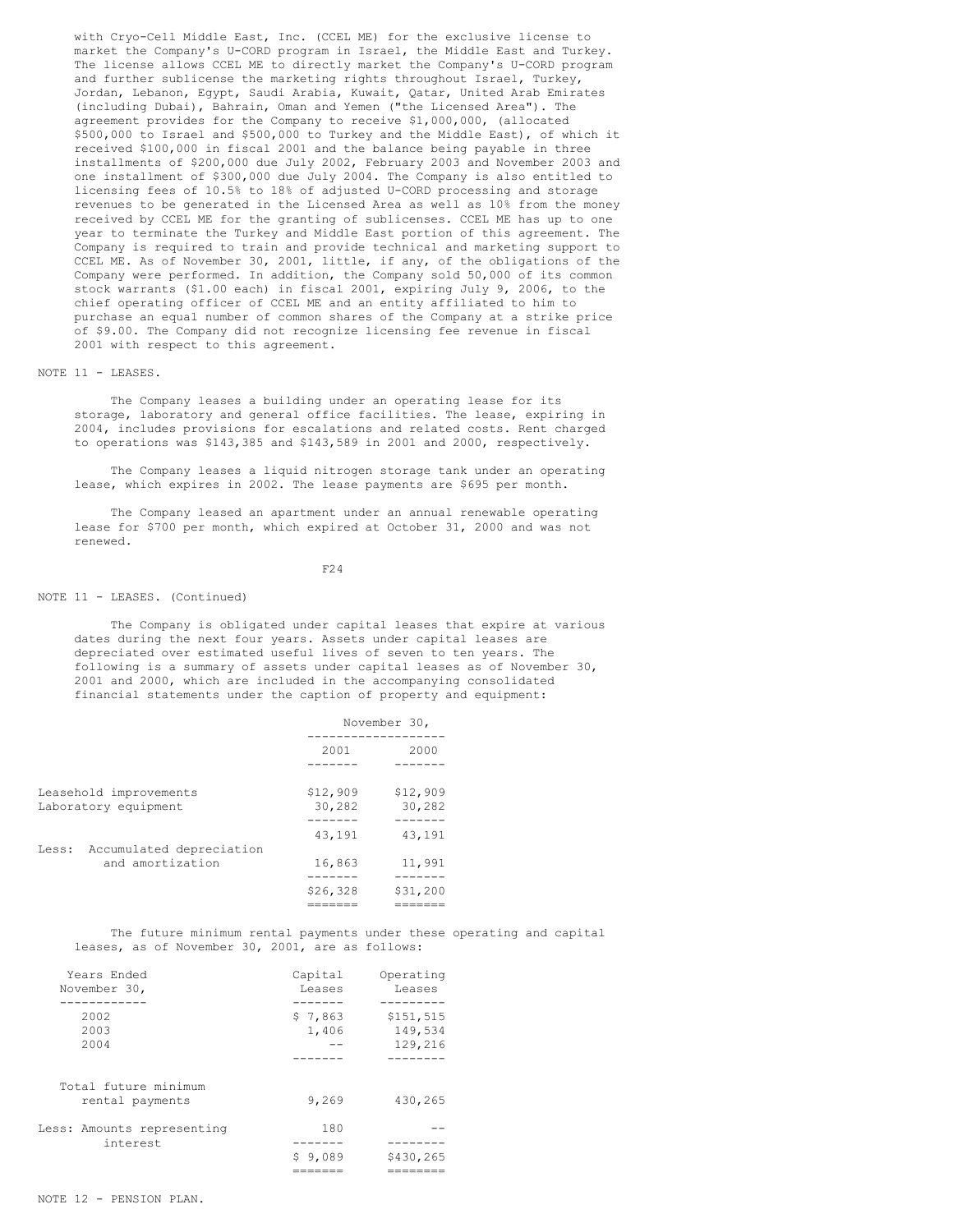with Cryo-Cell Middle East, Inc. (CCEL ME) for the exclusive license to market the Company's U-CORD program in Israel, the Middle East and Turkey. The license allows CCEL ME to directly market the Company's U-CORD program and further sublicense the marketing rights throughout Israel, Turkey, Jordan, Lebanon, Egypt, Saudi Arabia, Kuwait, Qatar, United Arab Emirates (including Dubai), Bahrain, Oman and Yemen ("the Licensed Area"). The agreement provides for the Company to receive $1,000,000, (allocated $500,000 to Israel and $500,000 to Turkey and the Middle East), of which it received $100,000 in fiscal 2001 and the balance being payable in three installments of $200,000 due July 2002, February 2003 and November 2003 and one installment of $300,000 due July 2004. The Company is also entitled to licensing fees of 10.5% to 18% of adjusted U-CORD processing and storage revenues to be generated in the Licensed Area as well as 10% from the money received by CCEL ME for the granting of sublicenses. CCEL ME has up to one year to terminate the Turkey and Middle East portion of this agreement. The Company is required to train and provide technical and marketing support to CCEL ME. As of November 30, 2001, little, if any, of the obligations of the Company were performed. In addition, the Company sold 50,000 of its common stock warrants ($1.00 each) in fiscal 2001, expiring July 9, 2006, to the chief operating officer of CCEL ME and an entity affiliated to him to purchase an equal number of common shares of the Company at a strike price of $9.00. The Company did not recognize licensing fee revenue in fiscal 2001 with respect to this agreement.

NOTE 11 - LEASES.

The Company leases a building under an operating lease for its storage, laboratory and general office facilities. The lease, expiring in 2004, includes provisions for escalations and related costs. Rent charged to operations was $143,385 and $143,589 in 2001 and 2000, respectively.

The Company leases a liquid nitrogen storage tank under an operating lease, which expires in 2002. The lease payments are $695 per month.

The Company leased an apartment under an annual renewable operating lease for $700 per month, which expired at October 31, 2000 and was not renewed.

NOTE 11 - LEASES. (Continued)

The Company is obligated under capital leases that expire at various dates during the next four years. Assets under capital leases are depreciated over estimated useful lives of seven to ten years. The following is a summary of assets under capital leases as of November 30, 2001 and 2000, which are included in the accompanying consolidated financial statements under the caption of property and equipment:

| | November 30, 2001 | November 30, 2000 |
|---|---|---|
| Leasehold improvements | $12,909 | $12,909 |
| Laboratory equipment | 30,282 | 30,282 |
| | 43,191 | 43,191 |
| Less: Accumulated depreciation and amortization | 16,863 | 11,991 |
| | $26,328 | $31,200 |

The future minimum rental payments under these operating and capital leases, as of November 30, 2001, are as follows:

| Years Ended November 30, | Capital Leases | Operating Leases |
|---|---|---|
| 2002 | $ 7,863 | $151,515 |
| 2003 | 1,406 | 149,534 |
| 2004 | -- | 129,216 |
| Total future minimum rental payments | 9,269 | 430,265 |
| Less: Amounts representing interest | 180 | -- |
| | $ 9,089 | $430,265 |

NOTE 12 - PENSION PLAN.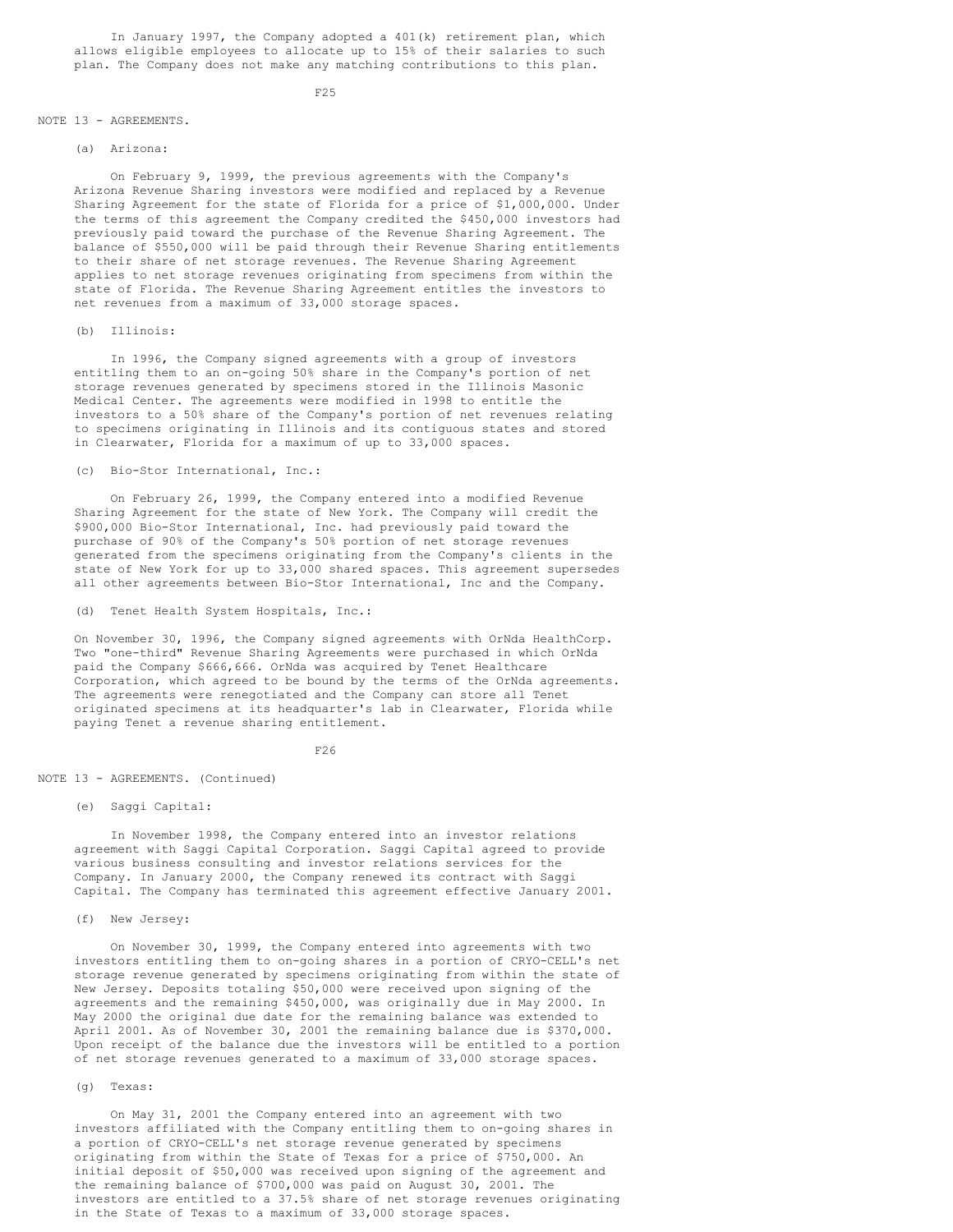In January 1997, the Company adopted a 401(k) retirement plan, which allows eligible employees to allocate up to 15% of their salaries to such plan. The Company does not make any matching contributions to this plan.

## NOTE 13 - AGREEMENTS.

(a) Arizona:

On February 9, 1999, the previous agreements with the Company's Arizona Revenue Sharing investors were modified and replaced by a Revenue Sharing Agreement for the state of Florida for a price of $1,000,000. Under the terms of this agreement the Company credited the $450,000 investors had previously paid toward the purchase of the Revenue Sharing Agreement. The balance of $550,000 will be paid through their Revenue Sharing entitlements to their share of net storage revenues. The Revenue Sharing Agreement applies to net storage revenues originating from specimens from within the state of Florida. The Revenue Sharing Agreement entitles the investors to net revenues from a maximum of 33,000 storage spaces.

(b) Illinois:

In 1996, the Company signed agreements with a group of investors entitling them to an on-going 50% share in the Company's portion of net storage revenues generated by specimens stored in the Illinois Masonic Medical Center. The agreements were modified in 1998 to entitle the investors to a 50% share of the Company's portion of net revenues relating to specimens originating in Illinois and its contiguous states and stored in Clearwater, Florida for a maximum of up to 33,000 spaces.

(c) Bio-Stor International, Inc.:

On February 26, 1999, the Company entered into a modified Revenue Sharing Agreement for the state of New York. The Company will credit the $900,000 Bio-Stor International, Inc. had previously paid toward the purchase of 90% of the Company's 50% portion of net storage revenues generated from the specimens originating from the Company's clients in the state of New York for up to 33,000 shared spaces. This agreement supersedes all other agreements between Bio-Stor International, Inc and the Company.

(d) Tenet Health System Hospitals, Inc.:

On November 30, 1996, the Company signed agreements with OrNda HealthCorp. Two "one-third" Revenue Sharing Agreements were purchased in which OrNda paid the Company $666,666. OrNda was acquired by Tenet Healthcare Corporation, which agreed to be bound by the terms of the OrNda agreements. The agreements were renegotiated and the Company can store all Tenet originated specimens at its headquarter's lab in Clearwater, Florida while paying Tenet a revenue sharing entitlement.

## NOTE 13 - AGREEMENTS. (Continued)

(e) Saggi Capital:

In November 1998, the Company entered into an investor relations agreement with Saggi Capital Corporation. Saggi Capital agreed to provide various business consulting and investor relations services for the Company. In January 2000, the Company renewed its contract with Saggi Capital. The Company has terminated this agreement effective January 2001.

(f) New Jersey:

On November 30, 1999, the Company entered into agreements with two investors entitling them to on-going shares in a portion of CRYO-CELL's net storage revenue generated by specimens originating from within the state of New Jersey. Deposits totaling $50,000 were received upon signing of the agreements and the remaining $450,000, was originally due in May 2000. In May 2000 the original due date for the remaining balance was extended to April 2001. As of November 30, 2001 the remaining balance due is $370,000. Upon receipt of the balance due the investors will be entitled to a portion of net storage revenues generated to a maximum of 33,000 storage spaces.

(g) Texas:

On May 31, 2001 the Company entered into an agreement with two investors affiliated with the Company entitling them to on-going shares in a portion of CRYO-CELL's net storage revenue generated by specimens originating from within the State of Texas for a price of $750,000. An initial deposit of $50,000 was received upon signing of the agreement and the remaining balance of $700,000 was paid on August 30, 2001. The investors are entitled to a 37.5% share of net storage revenues originating in the State of Texas to a maximum of 33,000 storage spaces.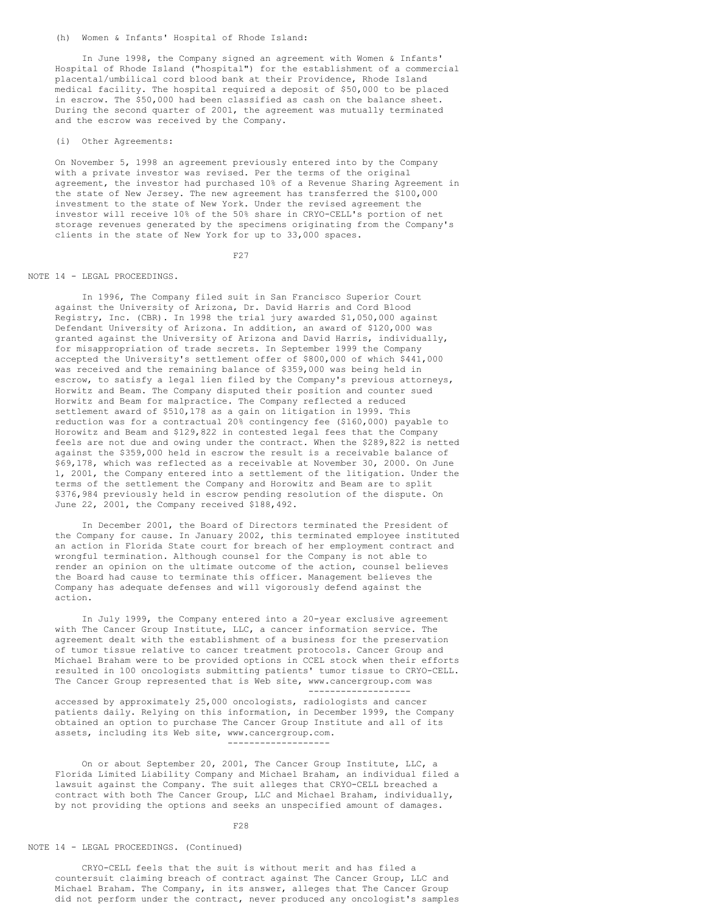(h) Women & Infants' Hospital of Rhode Island:

In June 1998, the Company signed an agreement with Women & Infants' Hospital of Rhode Island ("hospital") for the establishment of a commercial placental/umbilical cord blood bank at their Providence, Rhode Island medical facility. The hospital required a deposit of $50,000 to be placed in escrow. The $50,000 had been classified as cash on the balance sheet. During the second quarter of 2001, the agreement was mutually terminated and the escrow was received by the Company.

(i) Other Agreements:

On November 5, 1998 an agreement previously entered into by the Company with a private investor was revised. Per the terms of the original agreement, the investor had purchased 10% of a Revenue Sharing Agreement in the state of New Jersey. The new agreement has transferred the $100,000 investment to the state of New York. Under the revised agreement the investor will receive 10% of the 50% share in CRYO-CELL's portion of net storage revenues generated by the specimens originating from the Company's clients in the state of New York for up to 33,000 spaces.

## NOTE 14 - LEGAL PROCEEDINGS.

In 1996, The Company filed suit in San Francisco Superior Court against the University of Arizona, Dr. David Harris and Cord Blood Registry, Inc. (CBR). In 1998 the trial jury awarded $1,050,000 against Defendant University of Arizona. In addition, an award of $120,000 was granted against the University of Arizona and David Harris, individually, for misappropriation of trade secrets. In September 1999 the Company accepted the University's settlement offer of $800,000 of which $441,000 was received and the remaining balance of $359,000 was being held in escrow, to satisfy a legal lien filed by the Company's previous attorneys, Horwitz and Beam. The Company disputed their position and counter sued Horwitz and Beam for malpractice. The Company reflected a reduced settlement award of $510,178 as a gain on litigation in 1999. This reduction was for a contractual 20% contingency fee ($160,000) payable to Horowitz and Beam and $129,822 in contested legal fees that the Company feels are not due and owing under the contract. When the $289,822 is netted against the $359,000 held in escrow the result is a receivable balance of $69,178, which was reflected as a receivable at November 30, 2000. On June 1, 2001, the Company entered into a settlement of the litigation. Under the terms of the settlement the Company and Horowitz and Beam are to split $376,984 previously held in escrow pending resolution of the dispute. On June 22, 2001, the Company received $188,492.

In December 2001, the Board of Directors terminated the President of the Company for cause. In January 2002, this terminated employee instituted an action in Florida State court for breach of her employment contract and wrongful termination. Although counsel for the Company is not able to render an opinion on the ultimate outcome of the action, counsel believes the Board had cause to terminate this officer. Management believes the Company has adequate defenses and will vigorously defend against the action.

In July 1999, the Company entered into a 20-year exclusive agreement with The Cancer Group Institute, LLC, a cancer information service. The agreement dealt with the establishment of a business for the preservation of tumor tissue relative to cancer treatment protocols. Cancer Group and Michael Braham were to be provided options in CCEL stock when their efforts resulted in 100 oncologists submitting patients' tumor tissue to CRYO-CELL. The Cancer Group represented that is Web site, www.cancergroup.com was accessed by approximately 25,000 oncologists, radiologists and cancer patients daily. Relying on this information, in December 1999, the Company obtained an option to purchase The Cancer Group Institute and all of its assets, including its Web site, www.cancergroup.com.

On or about September 20, 2001, The Cancer Group Institute, LLC, a Florida Limited Liability Company and Michael Braham, an individual filed a lawsuit against the Company. The suit alleges that CRYO-CELL breached a contract with both The Cancer Group, LLC and Michael Braham, individually, by not providing the options and seeks an unspecified amount of damages.

## NOTE 14 - LEGAL PROCEEDINGS. (Continued)

CRYO-CELL feels that the suit is without merit and has filed a countersuit claiming breach of contract against The Cancer Group, LLC and Michael Braham. The Company, in its answer, alleges that The Cancer Group did not perform under the contract, never produced any oncologist's samples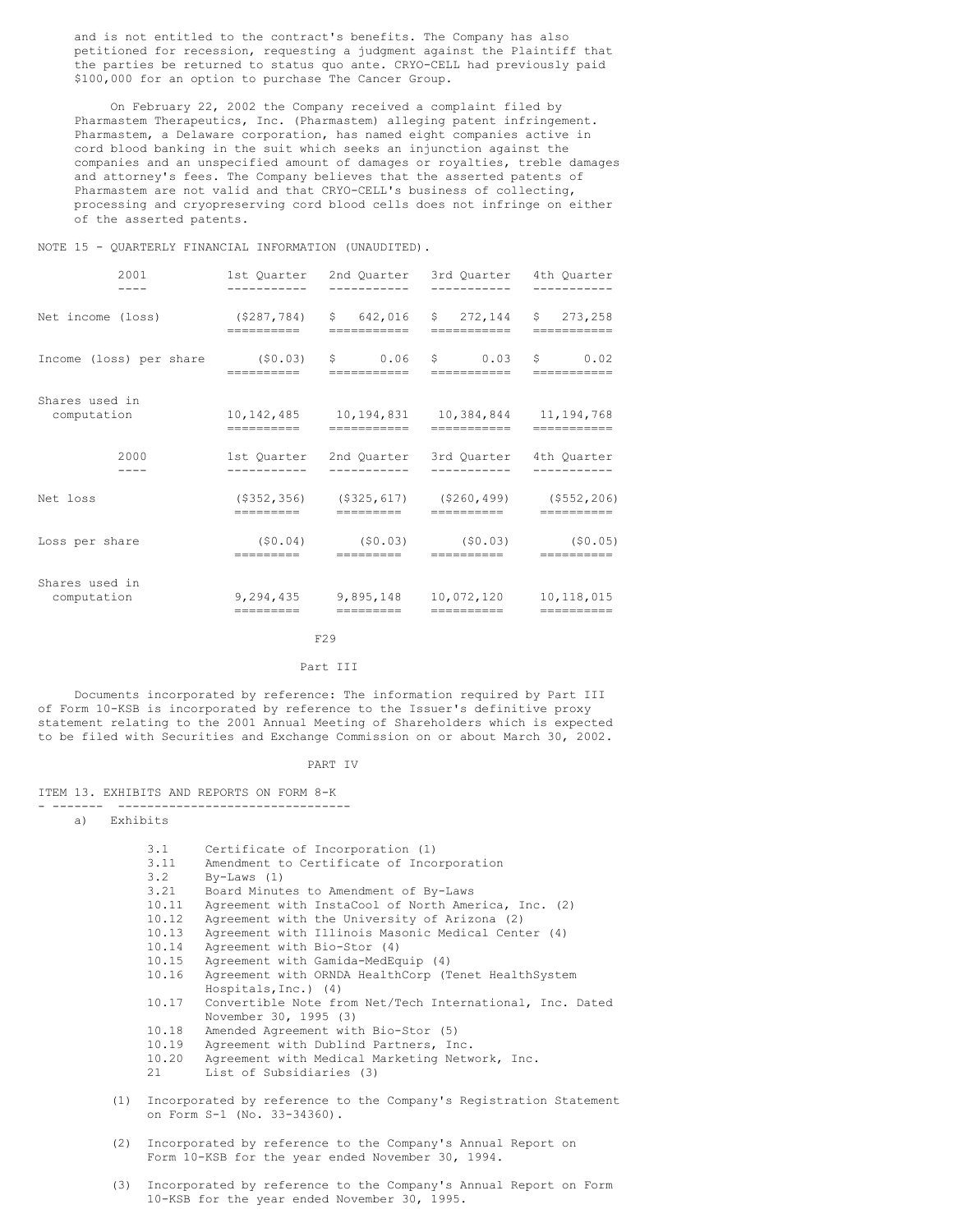and is not entitled to the contract's benefits. The Company has also petitioned for recession, requesting a judgment against the Plaintiff that the parties be returned to status quo ante. CRYO-CELL had previously paid $100,000 for an option to purchase The Cancer Group.

On February 22, 2002 the Company received a complaint filed by Pharmastem Therapeutics, Inc. (Pharmastem) alleging patent infringement. Pharmastem, a Delaware corporation, has named eight companies active in cord blood banking in the suit which seeks an injunction against the companies and an unspecified amount of damages or royalties, treble damages and attorney's fees. The Company believes that the asserted patents of Pharmastem are not valid and that CRYO-CELL's business of collecting, processing and cryopreserving cord blood cells does not infringe on either of the asserted patents.

NOTE 15 - QUARTERLY FINANCIAL INFORMATION (UNAUDITED).

| 2001 | 1st Quarter | 2nd Quarter | 3rd Quarter | 4th Quarter |
|---|---|---|---|---|
| Net income (loss) | ($287,784) | $ 642,016 | $ 272,144 | $ 273,258 |
| Income (loss) per share | ($0.03) | $ 0.06 | $ 0.03 | $ 0.02 |
| Shares used in computation | 10,142,485 | 10,194,831 | 10,384,844 | 11,194,768 |

| 2000 | 1st Quarter | 2nd Quarter | 3rd Quarter | 4th Quarter |
|---|---|---|---|---|
| Net loss | ($352,356) | ($325,617) | ($260,499) | ($552,206) |
| Loss per share | ($0.04) | ($0.03) | ($0.03) | ($0.05) |
| Shares used in computation | 9,294,435 | 9,895,148 | 10,072,120 | 10,118,015 |

F29

Part III

Documents incorporated by reference: The information required by Part III of Form 10-KSB is incorporated by reference to the Issuer's definitive proxy statement relating to the 2001 Annual Meeting of Shareholders which is expected to be filed with Securities and Exchange Commission on or about March 30, 2002.

PART IV

ITEM 13. EXHIBITS AND REPORTS ON FORM 8-K

a) Exhibits

- 3.1 Certificate of Incorporation (1)
- 3.11 Amendment to Certificate of Incorporation
- 3.2 By-Laws (1)
- 3.21 Board Minutes to Amendment of By-Laws
- 10.11 Agreement with InstaCool of North America, Inc. (2)
- 10.12 Agreement with the University of Arizona (2)
- 10.13 Agreement with Illinois Masonic Medical Center (4)
- 10.14 Agreement with Bio-Stor (4)
- 10.15 Agreement with Gamida-MedEquip (4)
- 10.16 Agreement with ORNDA HealthCorp (Tenet HealthSystem Hospitals,Inc.) (4)
- 10.17 Convertible Note from Net/Tech International, Inc. Dated November 30, 1995 (3)
- 10.18 Amended Agreement with Bio-Stor (5)
- 10.19 Agreement with Dublind Partners, Inc.
- 10.20 Agreement with Medical Marketing Network, Inc.
- 21 List of Subsidiaries (3)

(1) Incorporated by reference to the Company's Registration Statement on Form S-1 (No. 33-34360).

(2) Incorporated by reference to the Company's Annual Report on Form 10-KSB for the year ended November 30, 1994.

(3) Incorporated by reference to the Company's Annual Report on Form 10-KSB for the year ended November 30, 1995.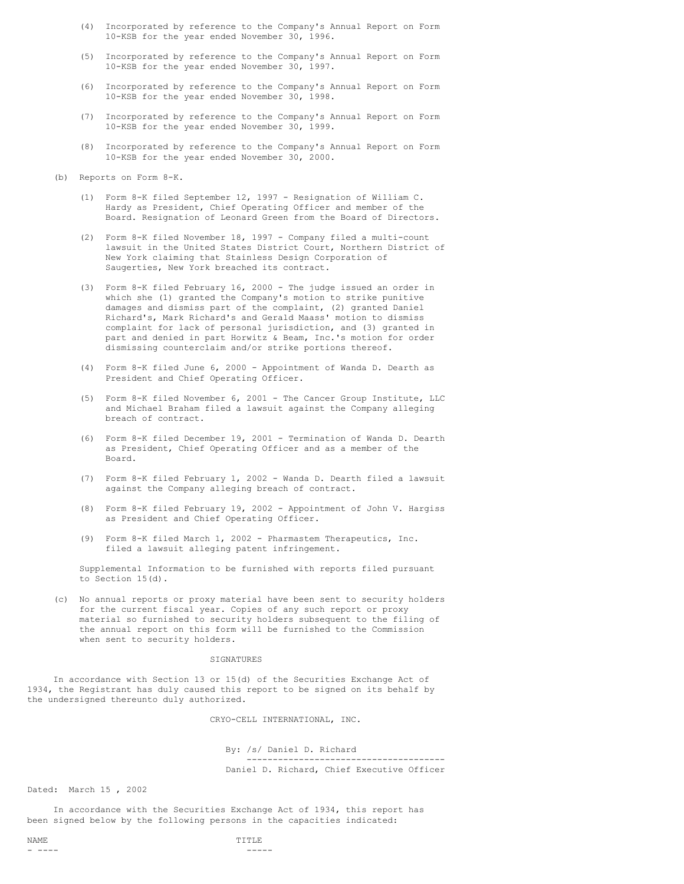(4) Incorporated by reference to the Company's Annual Report on Form 10-KSB for the year ended November 30, 1996.

(5) Incorporated by reference to the Company's Annual Report on Form 10-KSB for the year ended November 30, 1997.

(6) Incorporated by reference to the Company's Annual Report on Form 10-KSB for the year ended November 30, 1998.

(7) Incorporated by reference to the Company's Annual Report on Form 10-KSB for the year ended November 30, 1999.

(8) Incorporated by reference to the Company's Annual Report on Form 10-KSB for the year ended November 30, 2000.

(b) Reports on Form 8-K.

(1) Form 8-K filed September 12, 1997 - Resignation of William C. Hardy as President, Chief Operating Officer and member of the Board. Resignation of Leonard Green from the Board of Directors.

(2) Form 8-K filed November 18, 1997 - Company filed a multi-count lawsuit in the United States District Court, Northern District of New York claiming that Stainless Design Corporation of Saugerties, New York breached its contract.

(3) Form 8-K filed February 16, 2000 - The judge issued an order in which she (1) granted the Company's motion to strike punitive damages and dismiss part of the complaint, (2) granted Daniel Richard's, Mark Richard's and Gerald Maass' motion to dismiss complaint for lack of personal jurisdiction, and (3) granted in part and denied in part Horwitz & Beam, Inc.'s motion for order dismissing counterclaim and/or strike portions thereof.

(4) Form 8-K filed June 6, 2000 - Appointment of Wanda D. Dearth as President and Chief Operating Officer.

(5) Form 8-K filed November 6, 2001 - The Cancer Group Institute, LLC and Michael Braham filed a lawsuit against the Company alleging breach of contract.

(6) Form 8-K filed December 19, 2001 - Termination of Wanda D. Dearth as President, Chief Operating Officer and as a member of the Board.

(7) Form 8-K filed February 1, 2002 - Wanda D. Dearth filed a lawsuit against the Company alleging breach of contract.

(8) Form 8-K filed February 19, 2002 - Appointment of John V. Hargiss as President and Chief Operating Officer.

(9) Form 8-K filed March 1, 2002 - Pharmastem Therapeutics, Inc. filed a lawsuit alleging patent infringement.

Supplemental Information to be furnished with reports filed pursuant to Section 15(d).

(c) No annual reports or proxy material have been sent to security holders for the current fiscal year. Copies of any such report or proxy material so furnished to security holders subsequent to the filing of the annual report on this form will be furnished to the Commission when sent to security holders.

SIGNATURES

In accordance with Section 13 or 15(d) of the Securities Exchange Act of 1934, the Registrant has duly caused this report to be signed on its behalf by the undersigned thereunto duly authorized.

CRYO-CELL INTERNATIONAL, INC.

By: /s/ Daniel D. Richard

Daniel D. Richard, Chief Executive Officer

Dated: March 15 , 2002

In accordance with the Securities Exchange Act of 1934, this report has been signed below by the following persons in the capacities indicated:

| NAME | TITLE |
| --- | --- |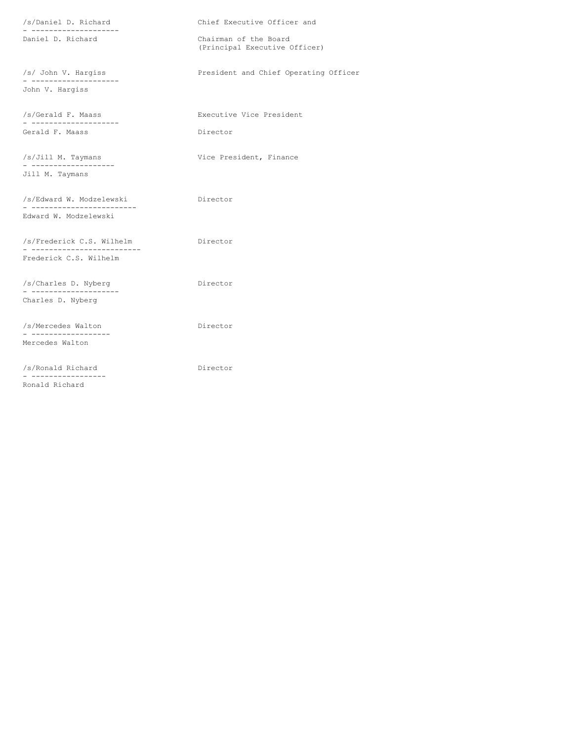| | |
|---|---|
| /s/Daniel D. Richard | Chief Executive Officer and |
| Daniel D. Richard | Chairman of the Board (Principal Executive Officer) |
| /s/ John V. Hargiss | President and Chief Operating Officer |
| John V. Hargiss | |
| /s/Gerald F. Maass | Executive Vice President |
| Gerald F. Maass | Director |
| /s/Jill M. Taymans | Vice President, Finance |
| Jill M. Taymans | |
| /s/Edward W. Modzelewski | Director |
| Edward W. Modzelewski | |
| /s/Frederick C.S. Wilhelm | Director |
| Frederick C.S. Wilhelm | |
| /s/Charles D. Nyberg | Director |
| Charles D. Nyberg | |
| /s/Mercedes Walton | Director |
| Mercedes Walton | |
| /s/Ronald Richard | Director |
| Ronald Richard | |